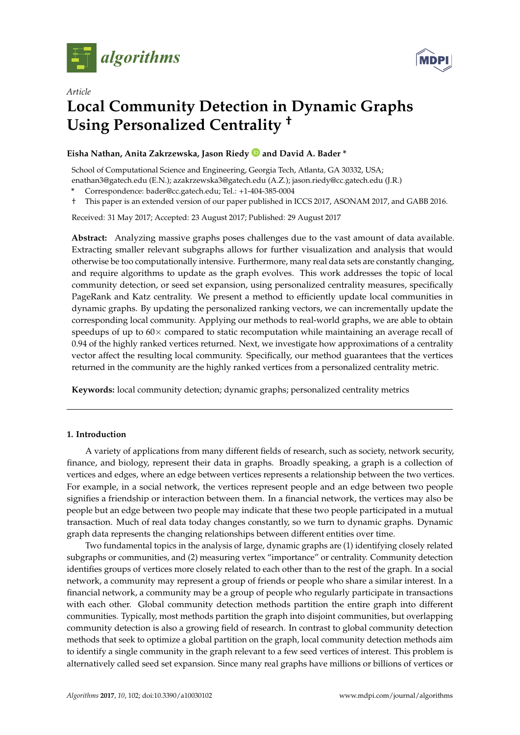*Article*

# Local Community Detection in Dynamic Graphs Using Personalized Centrality †

**Eisha Nathan, Anita Zakrzewska, Jason Riedy and David A. Bader \***

School of Computational Science and Engineering, Georgia Tech, Atlanta, GA 30332, USA;
enathan3@gatech.edu (E.N.); azakrzewska3@gatech.edu (A.Z.); jason.riedy@cc.gatech.edu (J.R.)

\* Correspondence: bader@cc.gatech.edu; Tel.: +1-404-385-0004

† This paper is an extended version of our paper published in ICCS 2017, ASONAM 2017, and GABB 2016.

Received: 31 May 2017; Accepted: 23 August 2017; Published: 29 August 2017

**Abstract:** Analyzing massive graphs poses challenges due to the vast amount of data available. Extracting smaller relevant subgraphs allows for further visualization and analysis that would otherwise be too computationally intensive. Furthermore, many real data sets are constantly changing, and require algorithms to update as the graph evolves. This work addresses the topic of local community detection, or seed set expansion, using personalized centrality measures, specifically PageRank and Katz centrality. We present a method to efficiently update local communities in dynamic graphs. By updating the personalized ranking vectors, we can incrementally update the corresponding local community. Applying our methods to real-world graphs, we are able to obtain speedups of up to 60× compared to static recomputation while maintaining an average recall of 0.94 of the highly ranked vertices returned. Next, we investigate how approximations of a centrality vector affect the resulting local community. Specifically, our method guarantees that the vertices returned in the community are the highly ranked vertices from a personalized centrality metric.

**Keywords:** local community detection; dynamic graphs; personalized centrality metrics

## 1. Introduction

A variety of applications from many different fields of research, such as society, network security, finance, and biology, represent their data in graphs. Broadly speaking, a graph is a collection of vertices and edges, where an edge between vertices represents a relationship between the two vertices. For example, in a social network, the vertices represent people and an edge between two people signifies a friendship or interaction between them. In a financial network, the vertices may also be people but an edge between two people may indicate that these two people participated in a mutual transaction. Much of real data today changes constantly, so we turn to dynamic graphs. Dynamic graph data represents the changing relationships between different entities over time.

Two fundamental topics in the analysis of large, dynamic graphs are (1) identifying closely related subgraphs or communities, and (2) measuring vertex "importance" or centrality. Community detection identifies groups of vertices more closely related to each other than to the rest of the graph. In a social network, a community may represent a group of friends or people who share a similar interest. In a financial network, a community may be a group of people who regularly participate in transactions with each other. Global community detection methods partition the entire graph into different communities. Typically, most methods partition the graph into disjoint communities, but overlapping community detection is also a growing field of research. In contrast to global community detection methods that seek to optimize a global partition on the graph, local community detection methods aim to identify a single community in the graph relevant to a few seed vertices of interest. This problem is alternatively called seed set expansion. Since many real graphs have millions or billions of vertices or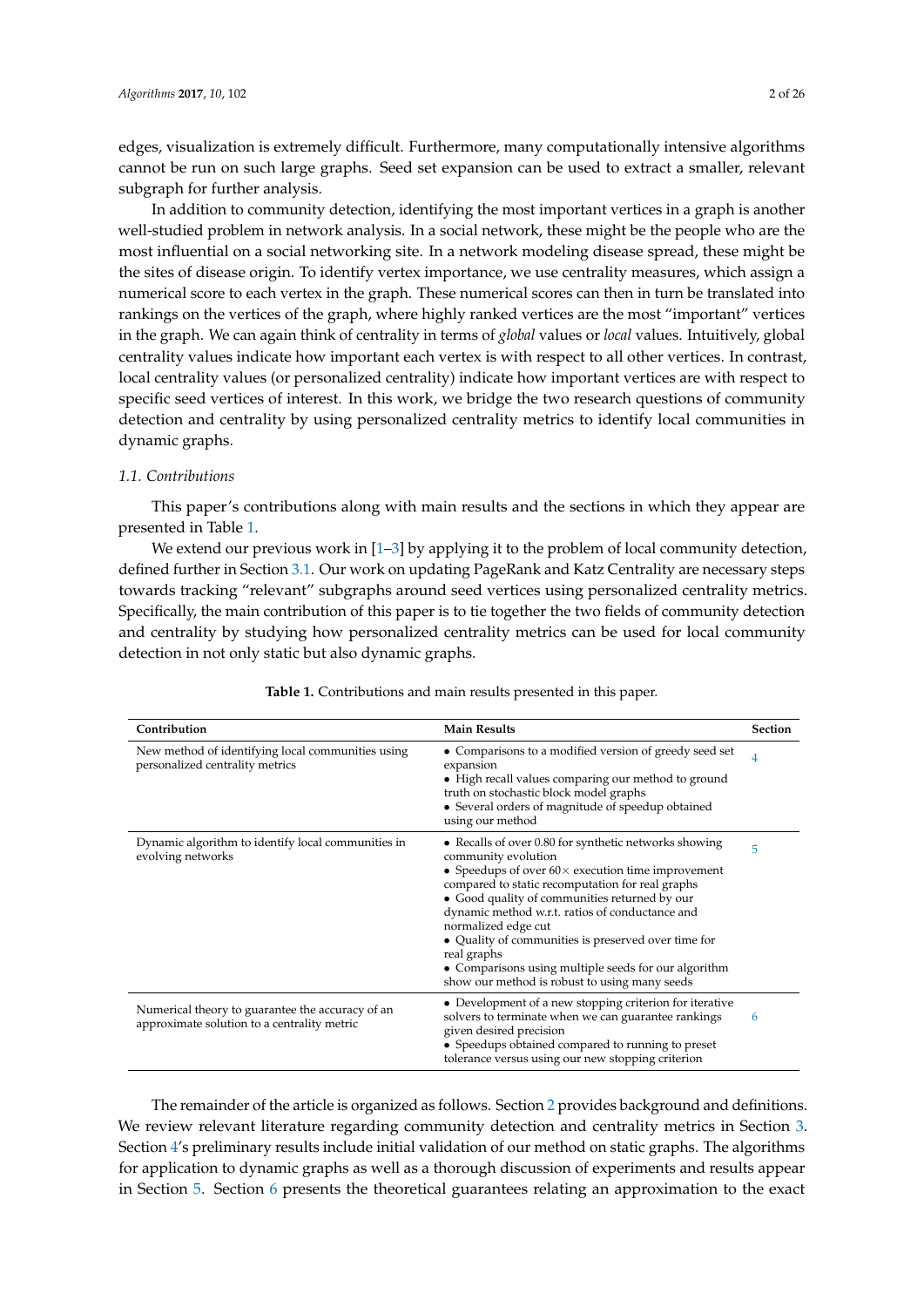edges, visualization is extremely difficult. Furthermore, many computationally intensive algorithms cannot be run on such large graphs. Seed set expansion can be used to extract a smaller, relevant subgraph for further analysis.

In addition to community detection, identifying the most important vertices in a graph is another well-studied problem in network analysis. In a social network, these might be the people who are the most influential on a social networking site. In a network modeling disease spread, these might be the sites of disease origin. To identify vertex importance, we use centrality measures, which assign a numerical score to each vertex in the graph. These numerical scores can then in turn be translated into rankings on the vertices of the graph, where highly ranked vertices are the most "important" vertices in the graph. We can again think of centrality in terms of *global* values or *local* values. Intuitively, global centrality values indicate how important each vertex is with respect to all other vertices. In contrast, local centrality values (or personalized centrality) indicate how important vertices are with respect to specific seed vertices of interest. In this work, we bridge the two research questions of community detection and centrality by using personalized centrality metrics to identify local communities in dynamic graphs.

### 1.1. Contributions

This paper's contributions along with main results and the sections in which they appear are presented in Table 1.

We extend our previous work in [1–3] by applying it to the problem of local community detection, defined further in Section 3.1. Our work on updating PageRank and Katz Centrality are necessary steps towards tracking "relevant" subgraphs around seed vertices using personalized centrality metrics. Specifically, the main contribution of this paper is to tie together the two fields of community detection and centrality by studying how personalized centrality metrics can be used for local community detection in not only static but also dynamic graphs.

**Table 1.** Contributions and main results presented in this paper.

| Contribution | Main Results | Section |
|---|---|---|
| New method of identifying local communities using personalized centrality metrics | • Comparisons to a modified version of greedy seed set expansion<br>• High recall values comparing our method to ground truth on stochastic block model graphs<br>• Several orders of magnitude of speedup obtained using our method | 4 |
| Dynamic algorithm to identify local communities in evolving networks | • Recalls of over 0.80 for synthetic networks showing community evolution<br>• Speedups of over $60\times$ execution time improvement compared to static recomputation for real graphs<br>• Good quality of communities returned by our dynamic method w.r.t. ratios of conductance and normalized edge cut<br>• Quality of communities is preserved over time for real graphs<br>• Comparisons using multiple seeds for our algorithm show our method is robust to using many seeds | 5 |
| Numerical theory to guarantee the accuracy of an approximate solution to a centrality metric | • Development of a new stopping criterion for iterative solvers to terminate when we can guarantee rankings given desired precision<br>• Speedups obtained compared to running to preset tolerance versus using our new stopping criterion | 6 |

The remainder of the article is organized as follows. Section 2 provides background and definitions. We review relevant literature regarding community detection and centrality metrics in Section 3. Section 4's preliminary results include initial validation of our method on static graphs. The algorithms for application to dynamic graphs as well as a thorough discussion of experiments and results appear in Section 5. Section 6 presents the theoretical guarantees relating an approximation to the exact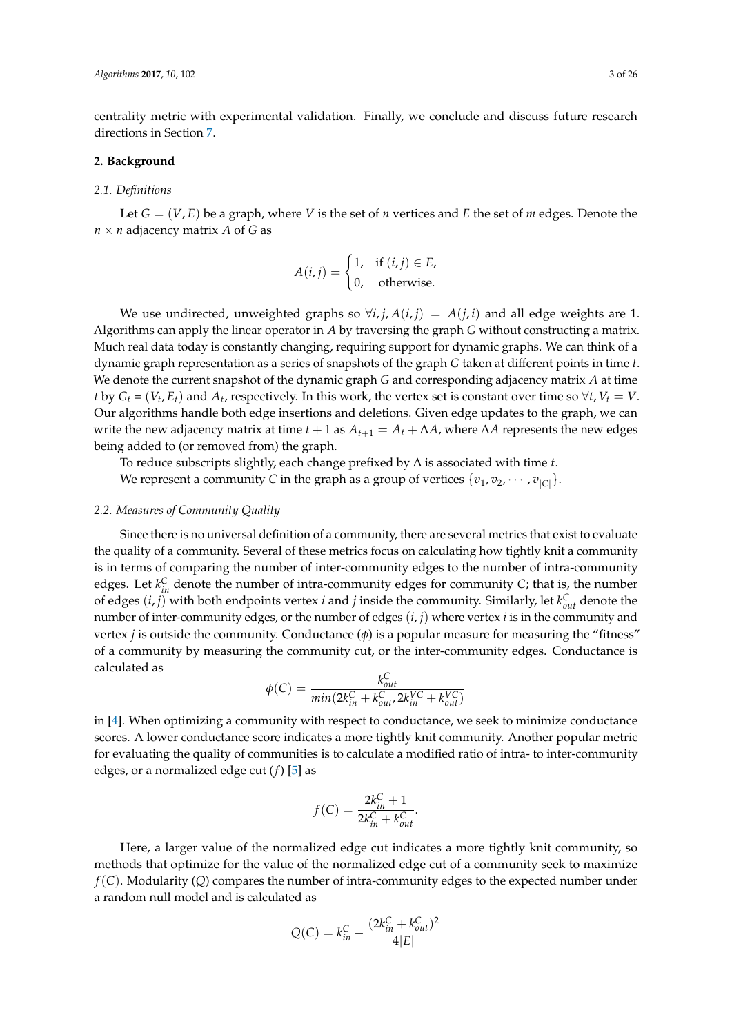centrality metric with experimental validation. Finally, we conclude and discuss future research directions in Section 7.

## 2. Background

### 2.1. Definitions

Let $G = (V, E)$ be a graph, where $V$ is the set of $n$ vertices and $E$ the set of $m$ edges. Denote the $n \times n$ adjacency matrix $A$ of $G$ as

$$A(i,j) = \begin{cases} 1, & \text{if } (i,j) \in E, \\ 0, & \text{otherwise.} \end{cases}$$

We use undirected, unweighted graphs so $\forall i, j, A(i,j) = A(j,i)$ and all edge weights are 1. Algorithms can apply the linear operator in $A$ by traversing the graph $G$ without constructing a matrix. Much real data today is constantly changing, requiring support for dynamic graphs. We can think of a dynamic graph representation as a series of snapshots of the graph $G$ taken at different points in time $t$. We denote the current snapshot of the dynamic graph $G$ and corresponding adjacency matrix $A$ at time $t$ by $G_t = (V_t, E_t)$ and $A_t$, respectively. In this work, the vertex set is constant over time so $\forall t, V_t = V$. Our algorithms handle both edge insertions and deletions. Given edge updates to the graph, we can write the new adjacency matrix at time $t+1$ as $A_{t+1} = A_t + \Delta A$, where $\Delta A$ represents the new edges being added to (or removed from) the graph.

To reduce subscripts slightly, each change prefixed by $\Delta$ is associated with time $t$.

We represent a community $C$ in the graph as a group of vertices $\{v_1, v_2, \cdots, v_{|C|}\}$.

### 2.2. Measures of Community Quality

Since there is no universal definition of a community, there are several metrics that exist to evaluate the quality of a community. Several of these metrics focus on calculating how tightly knit a community is in terms of comparing the number of inter-community edges to the number of intra-community edges. Let $k_{in}^C$ denote the number of intra-community edges for community $C$; that is, the number of edges $(i,j)$ with both endpoints vertex $i$ and $j$ inside the community. Similarly, let $k_{out}^C$ denote the number of inter-community edges, or the number of edges $(i,j)$ where vertex $i$ is in the community and vertex $j$ is outside the community. Conductance ($\phi$) is a popular measure for measuring the "fitness" of a community by measuring the community cut, or the inter-community edges. Conductance is calculated as

$$\phi(C) = \frac{k_{out}^C}{min(2k_{in}^C + k_{out}^C, 2k_{in}^{VC} + k_{out}^{VC})}$$

in [4]. When optimizing a community with respect to conductance, we seek to minimize conductance scores. A lower conductance score indicates a more tightly knit community. Another popular metric for evaluating the quality of communities is to calculate a modified ratio of intra- to inter-community edges, or a normalized edge cut ($f$) [5] as

$$f(C) = \frac{2k_{in}^C + 1}{2k_{in}^C + k_{out}^C}.$$

Here, a larger value of the normalized edge cut indicates a more tightly knit community, so methods that optimize for the value of the normalized edge cut of a community seek to maximize $f(C)$. Modularity ($Q$) compares the number of intra-community edges to the expected number under a random null model and is calculated as

$$Q(C) = k_{in}^C - \frac{(2k_{in}^C + k_{out}^C)^2}{4|E|}$$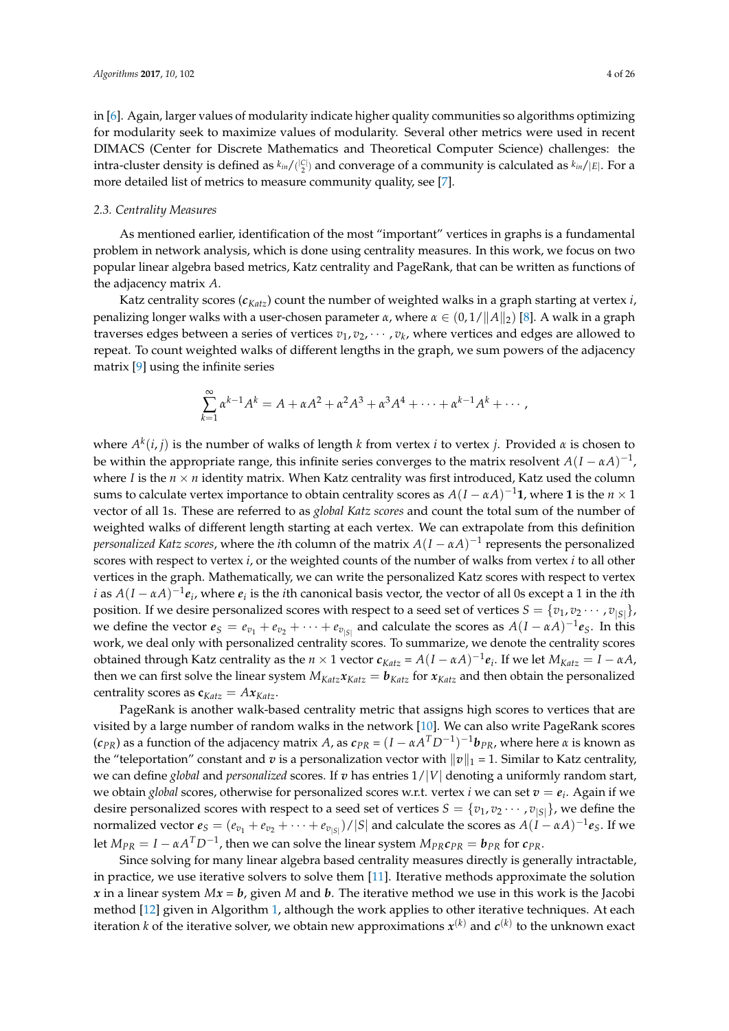in [6]. Again, larger values of modularity indicate higher quality communities so algorithms optimizing for modularity seek to maximize values of modularity. Several other metrics were used in recent DIMACS (Center for Discrete Mathematics and Theoretical Computer Science) challenges: the intra-cluster density is defined as $k_{in}/\binom{|C|}{2}$ and converage of a community is calculated as $k_{in}/|E|$. For a more detailed list of metrics to measure community quality, see [7].

### 2.3. Centrality Measures

As mentioned earlier, identification of the most "important" vertices in graphs is a fundamental problem in network analysis, which is done using centrality measures. In this work, we focus on two popular linear algebra based metrics, Katz centrality and PageRank, that can be written as functions of the adjacency matrix $A$.

Katz centrality scores ($\boldsymbol{c}_{Katz}$) count the number of weighted walks in a graph starting at vertex $i$, penalizing longer walks with a user-chosen parameter $\alpha$, where $\alpha \in (0, 1/\|A\|_2)$ [8]. A walk in a graph traverses edges between a series of vertices $v_1, v_2, \cdots, v_k$, where vertices and edges are allowed to repeat. To count weighted walks of different lengths in the graph, we sum powers of the adjacency matrix [9] using the infinite series

$$\sum_{k=1}^{\infty} \alpha^{k-1} A^k = A + \alpha A^2 + \alpha^2 A^3 + \alpha^3 A^4 + \cdots + \alpha^{k-1} A^k + \cdots,$$

where $A^k(i,j)$ is the number of walks of length $k$ from vertex $i$ to vertex $j$. Provided $\alpha$ is chosen to be within the appropriate range, this infinite series converges to the matrix resolvent $A(I - \alpha A)^{-1}$, where $I$ is the $n \times n$ identity matrix. When Katz centrality was first introduced, Katz used the column sums to calculate vertex importance to obtain centrality scores as $A(I - \alpha A)^{-1}\mathbf{1}$, where $\mathbf{1}$ is the $n \times 1$ vector of all 1s. These are referred to as *global Katz scores* and count the total sum of the number of weighted walks of different length starting at each vertex. We can extrapolate from this definition *personalized Katz scores*, where the $i$th column of the matrix $A(I - \alpha A)^{-1}$ represents the personalized scores with respect to vertex $i$, or the weighted counts of the number of walks from vertex $i$ to all other vertices in the graph. Mathematically, we can write the personalized Katz scores with respect to vertex $i$ as $A(I - \alpha A)^{-1}\boldsymbol{e}_i$, where $\boldsymbol{e}_i$ is the $i$th canonical basis vector, the vector of all 0s except a 1 in the $i$th position. If we desire personalized scores with respect to a seed set of vertices $S = \{v_1, v_2 \cdots, v_{|S|}\}$, we define the vector $\boldsymbol{e}_S = e_{v_1} + e_{v_2} + \cdots + e_{v_{|S|}}$ and calculate the scores as $A(I - \alpha A)^{-1}\boldsymbol{e}_S$. In this work, we deal only with personalized centrality scores. To summarize, we denote the centrality scores obtained through Katz centrality as the $n \times 1$ vector $\boldsymbol{c}_{Katz} = A(I - \alpha A)^{-1}\boldsymbol{e}_i$. If we let $M_{Katz} = I - \alpha A$, then we can first solve the linear system $M_{Katz}\boldsymbol{x}_{Katz} = \boldsymbol{b}_{Katz}$ for $\boldsymbol{x}_{Katz}$ and then obtain the personalized centrality scores as $\mathbf{c}_{Katz} = A\boldsymbol{x}_{Katz}$.

PageRank is another walk-based centrality metric that assigns high scores to vertices that are visited by a large number of random walks in the network [10]. We can also write PageRank scores ($\boldsymbol{c}_{PR}$) as a function of the adjacency matrix $A$, as $\boldsymbol{c}_{PR} = (I - \alpha A^T D^{-1})^{-1}\boldsymbol{b}_{PR}$, where here $\alpha$ is known as the "teleportation" constant and $\boldsymbol{v}$ is a personalization vector with $\|\boldsymbol{v}\|_1 = 1$. Similar to Katz centrality, we can define *global* and *personalized* scores. If $\boldsymbol{v}$ has entries $1/|V|$ denoting a uniformly random start, we obtain *global* scores, otherwise for personalized scores w.r.t. vertex $i$ we can set $\boldsymbol{v} = \boldsymbol{e}_i$. Again if we desire personalized scores with respect to a seed set of vertices $S = \{v_1, v_2 \cdots, v_{|S|}\}$, we define the normalized vector $\boldsymbol{e}_S = (e_{v_1} + e_{v_2} + \cdots + e_{v_{|S|}})/|S|$ and calculate the scores as $A(I - \alpha A)^{-1}\boldsymbol{e}_S$. If we let $M_{PR} = I - \alpha A^T D^{-1}$, then we can solve the linear system $M_{PR}\boldsymbol{c}_{PR} = \boldsymbol{b}_{PR}$ for $\boldsymbol{c}_{PR}$.

Since solving for many linear algebra based centrality measures directly is generally intractable, in practice, we use iterative solvers to solve them [11]. Iterative methods approximate the solution $\boldsymbol{x}$ in a linear system $M\boldsymbol{x} = \boldsymbol{b}$, given $M$ and $\boldsymbol{b}$. The iterative method we use in this work is the Jacobi method [12] given in Algorithm 1, although the work applies to other iterative techniques. At each iteration $k$ of the iterative solver, we obtain new approximations $\boldsymbol{x}^{(k)}$ and $\boldsymbol{c}^{(k)}$ to the unknown exact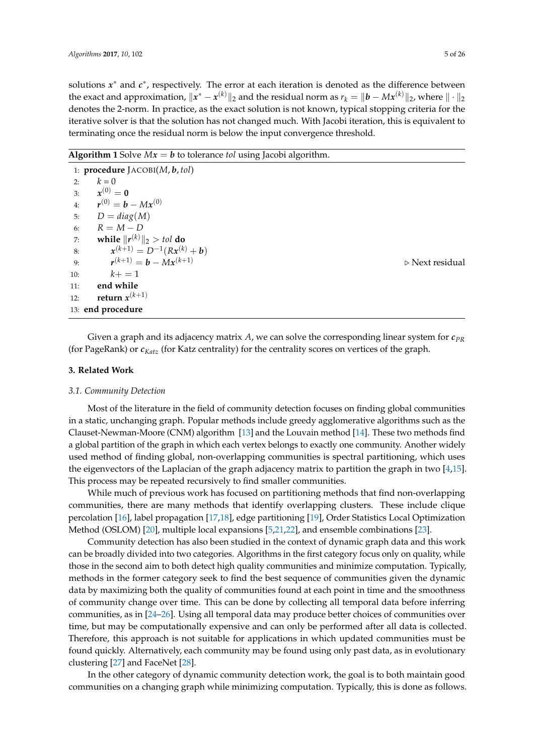solutions $\boldsymbol{x}^*$ and $\boldsymbol{c}^*$, respectively. The error at each iteration is denoted as the difference between the exact and approximation, $\|\boldsymbol{x}^* - \boldsymbol{x}^{(k)}\|_2$ and the residual norm as $r_k = \|\boldsymbol{b} - M\boldsymbol{x}^{(k)}\|_2$, where $\|\cdot\|_2$ denotes the 2-norm. In practice, as the exact solution is not known, typical stopping criteria for the iterative solver is that the solution has not changed much. With Jacobi iteration, this is equivalent to terminating once the residual norm is below the input convergence threshold.

**Algorithm 1** Solve $M\boldsymbol{x} = \boldsymbol{b}$ to tolerance *tol* using Jacobi algorithm.

```
1:  procedure JACOBI(M, b, tol)
2:      k = 0
3:      x^(0) = 0
4:      r^(0) = b − M x^(0)
5:      D = diag(M)
6:      R = M − D
7:      while ||r^(k)||_2 > tol do
8:          x^(k+1) = D^(−1)(R x^(k) + b)
9:          r^(k+1) = b − M x^(k+1)                ▷ Next residual
10:         k += 1
11:     end while
12:     return x^(k+1)
13: end procedure
```

Given a graph and its adjacency matrix $A$, we can solve the corresponding linear system for $\boldsymbol{c}_{PR}$ (for PageRank) or $\boldsymbol{c}_{Katz}$ (for Katz centrality) for the centrality scores on vertices of the graph.

## 3. Related Work

### 3.1. Community Detection

Most of the literature in the field of community detection focuses on finding global communities in a static, unchanging graph. Popular methods include greedy agglomerative algorithms such as the Clauset-Newman-Moore (CNM) algorithm [13] and the Louvain method [14]. These two methods find a global partition of the graph in which each vertex belongs to exactly one community. Another widely used method of finding global, non-overlapping communities is spectral partitioning, which uses the eigenvectors of the Laplacian of the graph adjacency matrix to partition the graph in two [4,15]. This process may be repeated recursively to find smaller communities.

While much of previous work has focused on partitioning methods that find non-overlapping communities, there are many methods that identify overlapping clusters. These include clique percolation [16], label propagation [17,18], edge partitioning [19], Order Statistics Local Optimization Method (OSLOM) [20], multiple local expansions [5,21,22], and ensemble combinations [23].

Community detection has also been studied in the context of dynamic graph data and this work can be broadly divided into two categories. Algorithms in the first category focus only on quality, while those in the second aim to both detect high quality communities and minimize computation. Typically, methods in the former category seek to find the best sequence of communities given the dynamic data by maximizing both the quality of communities found at each point in time and the smoothness of community change over time. This can be done by collecting all temporal data before inferring communities, as in [24–26]. Using all temporal data may produce better choices of communities over time, but may be computationally expensive and can only be performed after all data is collected. Therefore, this approach is not suitable for applications in which updated communities must be found quickly. Alternatively, each community may be found using only past data, as in evolutionary clustering [27] and FaceNet [28].

In the other category of dynamic community detection work, the goal is to both maintain good communities on a changing graph while minimizing computation. Typically, this is done as follows.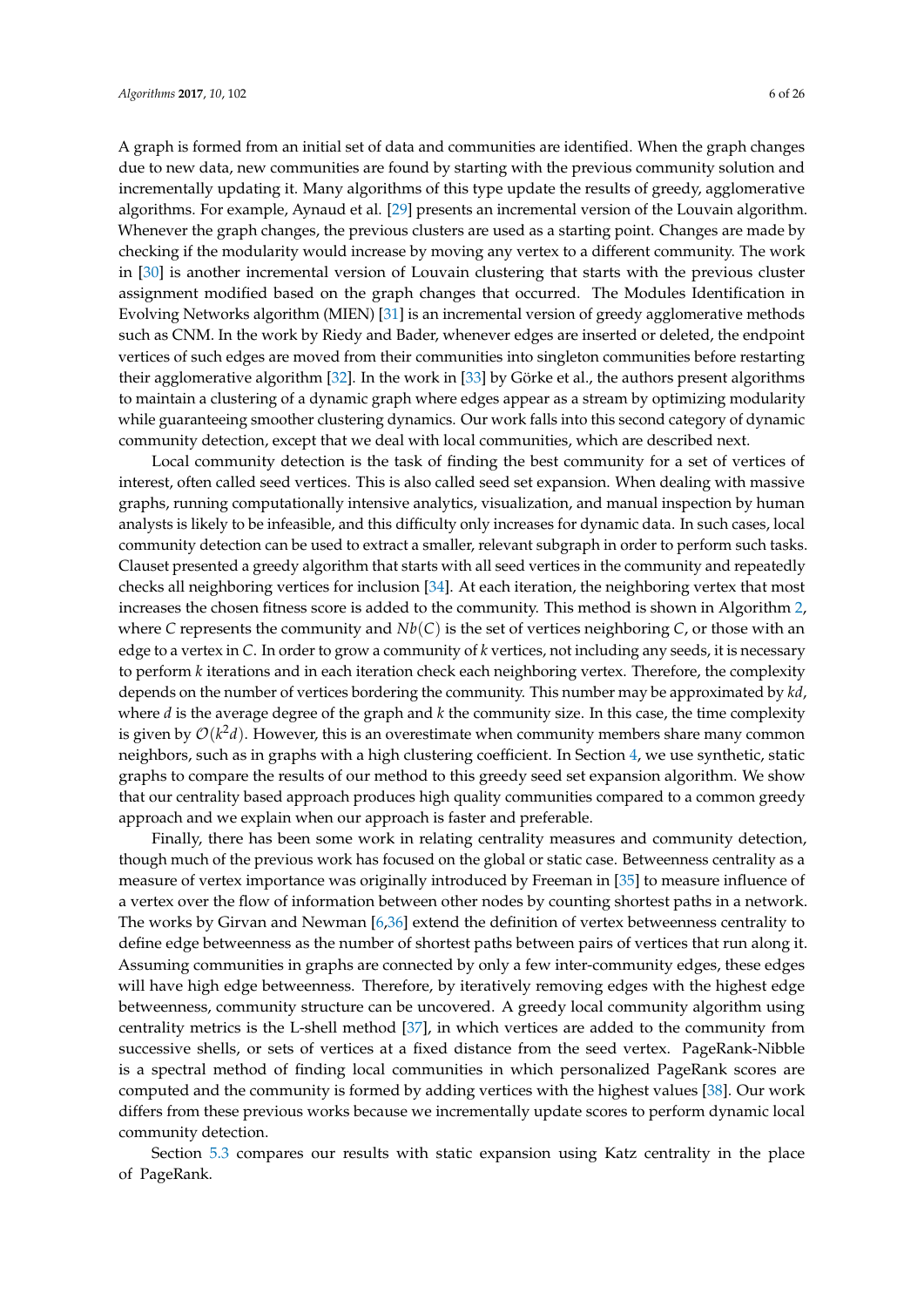A graph is formed from an initial set of data and communities are identified. When the graph changes due to new data, new communities are found by starting with the previous community solution and incrementally updating it. Many algorithms of this type update the results of greedy, agglomerative algorithms. For example, Aynaud et al. [29] presents an incremental version of the Louvain algorithm. Whenever the graph changes, the previous clusters are used as a starting point. Changes are made by checking if the modularity would increase by moving any vertex to a different community. The work in [30] is another incremental version of Louvain clustering that starts with the previous cluster assignment modified based on the graph changes that occurred. The Modules Identification in Evolving Networks algorithm (MIEN) [31] is an incremental version of greedy agglomerative methods such as CNM. In the work by Riedy and Bader, whenever edges are inserted or deleted, the endpoint vertices of such edges are moved from their communities into singleton communities before restarting their agglomerative algorithm [32]. In the work in [33] by Görke et al., the authors present algorithms to maintain a clustering of a dynamic graph where edges appear as a stream by optimizing modularity while guaranteeing smoother clustering dynamics. Our work falls into this second category of dynamic community detection, except that we deal with local communities, which are described next.

Local community detection is the task of finding the best community for a set of vertices of interest, often called seed vertices. This is also called seed set expansion. When dealing with massive graphs, running computationally intensive analytics, visualization, and manual inspection by human analysts is likely to be infeasible, and this difficulty only increases for dynamic data. In such cases, local community detection can be used to extract a smaller, relevant subgraph in order to perform such tasks. Clauset presented a greedy algorithm that starts with all seed vertices in the community and repeatedly checks all neighboring vertices for inclusion [34]. At each iteration, the neighboring vertex that most increases the chosen fitness score is added to the community. This method is shown in Algorithm 2, where $C$ represents the community and $Nb(C)$ is the set of vertices neighboring $C$, or those with an edge to a vertex in $C$. In order to grow a community of $k$ vertices, not including any seeds, it is necessary to perform $k$ iterations and in each iteration check each neighboring vertex. Therefore, the complexity depends on the number of vertices bordering the community. This number may be approximated by $kd$, where $d$ is the average degree of the graph and $k$ the community size. In this case, the time complexity is given by $\mathcal{O}(k^2d)$. However, this is an overestimate when community members share many common neighbors, such as in graphs with a high clustering coefficient. In Section 4, we use synthetic, static graphs to compare the results of our method to this greedy seed set expansion algorithm. We show that our centrality based approach produces high quality communities compared to a common greedy approach and we explain when our approach is faster and preferable.

Finally, there has been some work in relating centrality measures and community detection, though much of the previous work has focused on the global or static case. Betweenness centrality as a measure of vertex importance was originally introduced by Freeman in [35] to measure influence of a vertex over the flow of information between other nodes by counting shortest paths in a network. The works by Girvan and Newman [6,36] extend the definition of vertex betweenness centrality to define edge betweenness as the number of shortest paths between pairs of vertices that run along it. Assuming communities in graphs are connected by only a few inter-community edges, these edges will have high edge betweenness. Therefore, by iteratively removing edges with the highest edge betweenness, community structure can be uncovered. A greedy local community algorithm using centrality metrics is the L-shell method [37], in which vertices are added to the community from successive shells, or sets of vertices at a fixed distance from the seed vertex. PageRank-Nibble is a spectral method of finding local communities in which personalized PageRank scores are computed and the community is formed by adding vertices with the highest values [38]. Our work differs from these previous works because we incrementally update scores to perform dynamic local community detection.

Section 5.3 compares our results with static expansion using Katz centrality in the place of PageRank.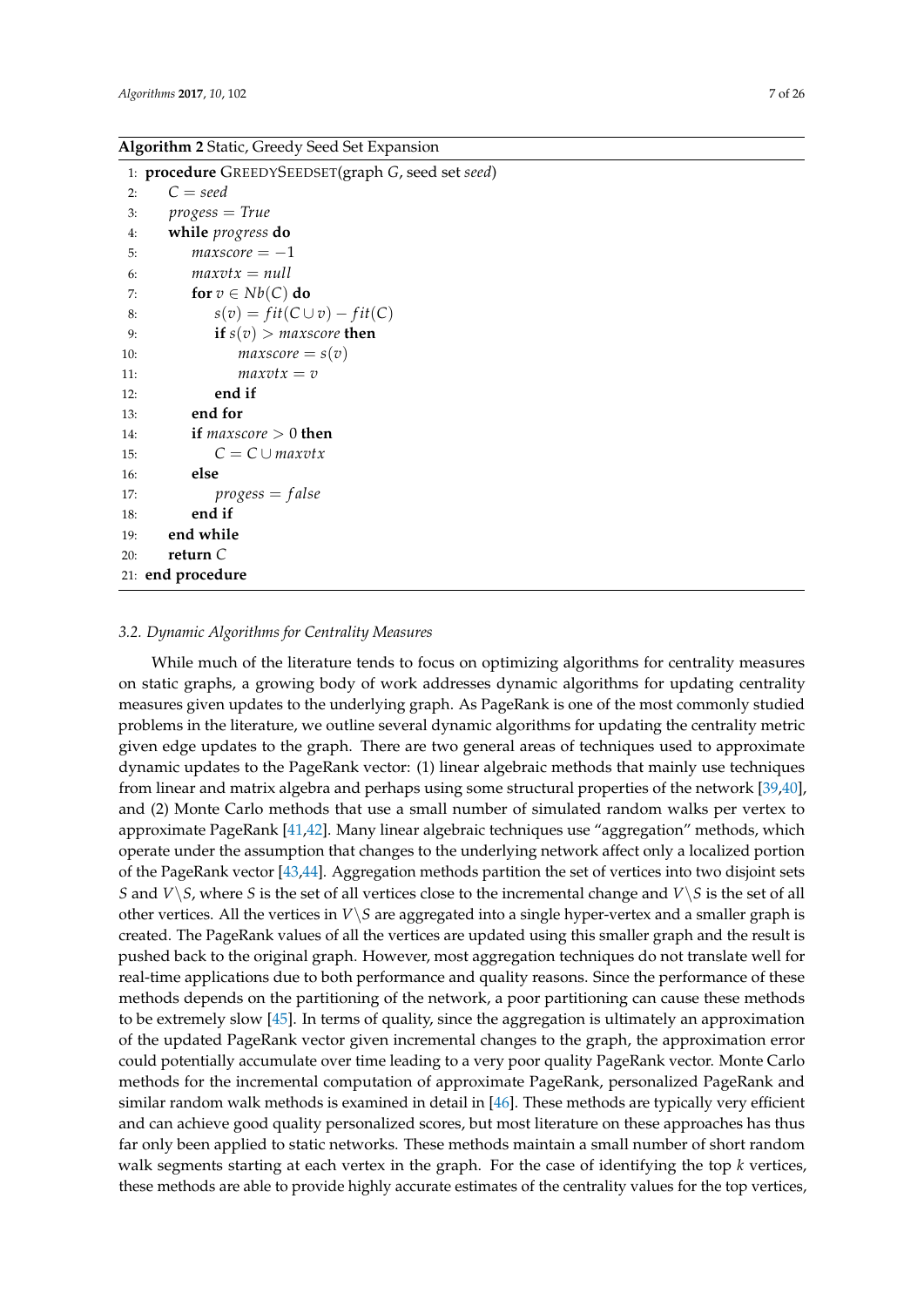**Algorithm 2** Static, Greedy Seed Set Expansion

```
1:  procedure GREEDYSEEDSET(graph G, seed set seed)
2:      C = seed
3:      progess = True
4:      while progress do
5:          maxscore = −1
6:          maxvtx = null
7:          for v ∈ Nb(C) do
8:              s(v) = fit(C ∪ v) − fit(C)
9:              if s(v) > maxscore then
10:                 maxscore = s(v)
11:                 maxvtx = v
12:             end if
13:         end for
14:         if maxscore > 0 then
15:             C = C ∪ maxvtx
16:         else
17:             progess = false
18:         end if
19:     end while
20:     return C
21: end procedure
```

### 3.2. Dynamic Algorithms for Centrality Measures

While much of the literature tends to focus on optimizing algorithms for centrality measures on static graphs, a growing body of work addresses dynamic algorithms for updating centrality measures given updates to the underlying graph. As PageRank is one of the most commonly studied problems in the literature, we outline several dynamic algorithms for updating the centrality metric given edge updates to the graph. There are two general areas of techniques used to approximate dynamic updates to the PageRank vector: (1) linear algebraic methods that mainly use techniques from linear and matrix algebra and perhaps using some structural properties of the network [39,40], and (2) Monte Carlo methods that use a small number of simulated random walks per vertex to approximate PageRank [41,42]. Many linear algebraic techniques use "aggregation" methods, which operate under the assumption that changes to the underlying network affect only a localized portion of the PageRank vector [43,44]. Aggregation methods partition the set of vertices into two disjoint sets $S$ and $V \backslash S$, where $S$ is the set of all vertices close to the incremental change and $V \backslash S$ is the set of all other vertices. All the vertices in $V \backslash S$ are aggregated into a single hyper-vertex and a smaller graph is created. The PageRank values of all the vertices are updated using this smaller graph and the result is pushed back to the original graph. However, most aggregation techniques do not translate well for real-time applications due to both performance and quality reasons. Since the performance of these methods depends on the partitioning of the network, a poor partitioning can cause these methods to be extremely slow [45]. In terms of quality, since the aggregation is ultimately an approximation of the updated PageRank vector given incremental changes to the graph, the approximation error could potentially accumulate over time leading to a very poor quality PageRank vector. Monte Carlo methods for the incremental computation of approximate PageRank, personalized PageRank and similar random walk methods is examined in detail in [46]. These methods are typically very efficient and can achieve good quality personalized scores, but most literature on these approaches has thus far only been applied to static networks. These methods maintain a small number of short random walk segments starting at each vertex in the graph. For the case of identifying the top $k$ vertices, these methods are able to provide highly accurate estimates of the centrality values for the top vertices,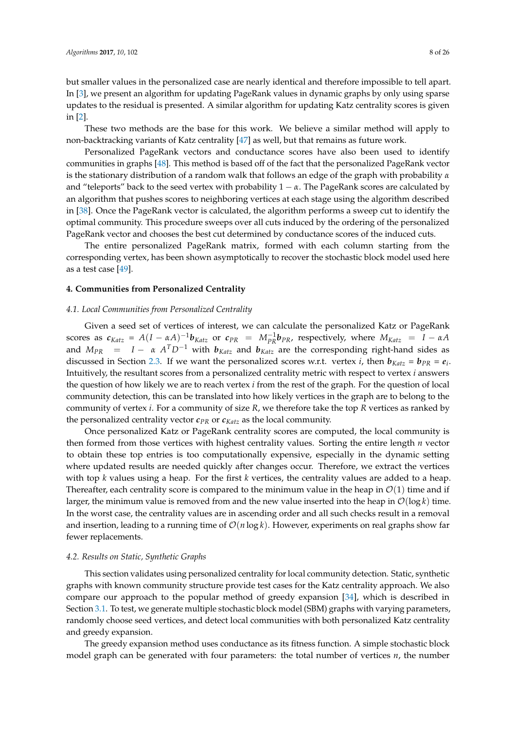but smaller values in the personalized case are nearly identical and therefore impossible to tell apart. In [3], we present an algorithm for updating PageRank values in dynamic graphs by only using sparse updates to the residual is presented. A similar algorithm for updating Katz centrality scores is given in [2].

These two methods are the base for this work. We believe a similar method will apply to non-backtracking variants of Katz centrality [47] as well, but that remains as future work.

Personalized PageRank vectors and conductance scores have also been used to identify communities in graphs [48]. This method is based off of the fact that the personalized PageRank vector is the stationary distribution of a random walk that follows an edge of the graph with probability $\alpha$ and "teleports" back to the seed vertex with probability $1 - \alpha$. The PageRank scores are calculated by an algorithm that pushes scores to neighboring vertices at each stage using the algorithm described in [38]. Once the PageRank vector is calculated, the algorithm performs a sweep cut to identify the optimal community. This procedure sweeps over all cuts induced by the ordering of the personalized PageRank vector and chooses the best cut determined by conductance scores of the induced cuts.

The entire personalized PageRank matrix, formed with each column starting from the corresponding vertex, has been shown asymptotically to recover the stochastic block model used here as a test case [49].

## 4. Communities from Personalized Centrality

### 4.1. Local Communities from Personalized Centrality

Given a seed set of vertices of interest, we can calculate the personalized Katz or PageRank scores as $\boldsymbol{c}_{Katz} = A(I - \alpha A)^{-1}\boldsymbol{b}_{Katz}$ or $\boldsymbol{c}_{PR} = M_{PR}^{-1}\boldsymbol{b}_{PR}$, respectively, where $M_{Katz} = I - \alpha A$ and $M_{PR} = I - \alpha A^T D^{-1}$ with $\boldsymbol{b}_{Katz}$ and $\boldsymbol{b}_{Katz}$ are the corresponding right-hand sides as discussed in Section 2.3. If we want the personalized scores w.r.t. vertex $i$, then $\boldsymbol{b}_{Katz} = \boldsymbol{b}_{PR} = \boldsymbol{e}_i$. Intuitively, the resultant scores from a personalized centrality metric with respect to vertex $i$ answers the question of how likely we are to reach vertex $i$ from the rest of the graph. For the question of local community detection, this can be translated into how likely vertices in the graph are to belong to the community of vertex $i$. For a community of size $R$, we therefore take the top $R$ vertices as ranked by the personalized centrality vector $\boldsymbol{c}_{PR}$ or $\boldsymbol{c}_{Katz}$ as the local community.

Once personalized Katz or PageRank centrality scores are computed, the local community is then formed from those vertices with highest centrality values. Sorting the entire length $n$ vector to obtain these top entries is too computationally expensive, especially in the dynamic setting where updated results are needed quickly after changes occur. Therefore, we extract the vertices with top $k$ values using a heap. For the first $k$ vertices, the centrality values are added to a heap. Thereafter, each centrality score is compared to the minimum value in the heap in $\mathcal{O}(1)$ time and if larger, the minimum value is removed from and the new value inserted into the heap in $\mathcal{O}(\log k)$ time. In the worst case, the centrality values are in ascending order and all such checks result in a removal and insertion, leading to a running time of $\mathcal{O}(n \log k)$. However, experiments on real graphs show far fewer replacements.

### 4.2. Results on Static, Synthetic Graphs

This section validates using personalized centrality for local community detection. Static, synthetic graphs with known community structure provide test cases for the Katz centrality approach. We also compare our approach to the popular method of greedy expansion [34], which is described in Section 3.1. To test, we generate multiple stochastic block model (SBM) graphs with varying parameters, randomly choose seed vertices, and detect local communities with both personalized Katz centrality and greedy expansion.

The greedy expansion method uses conductance as its fitness function. A simple stochastic block model graph can be generated with four parameters: the total number of vertices $n$, the number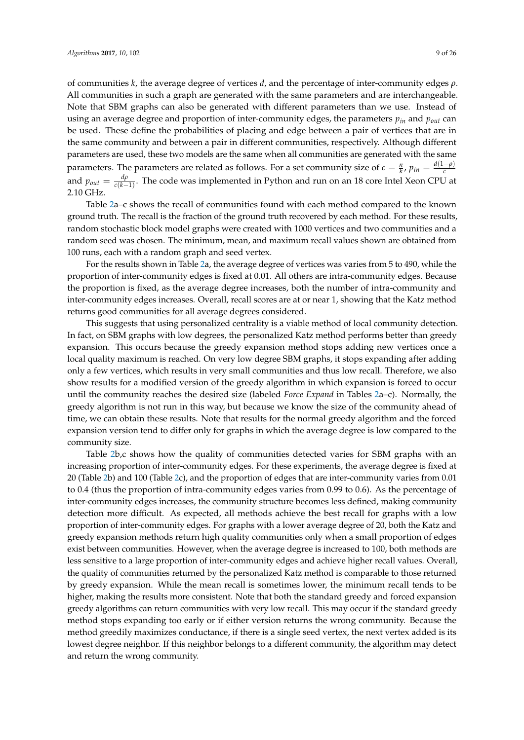of communities $k$, the average degree of vertices $d$, and the percentage of inter-community edges $\rho$. All communities in such a graph are generated with the same parameters and are interchangeable. Note that SBM graphs can also be generated with different parameters than we use. Instead of using an average degree and proportion of inter-community edges, the parameters $p_{in}$ and $p_{out}$ can be used. These define the probabilities of placing and edge between a pair of vertices that are in the same community and between a pair in different communities, respectively. Although different parameters are used, these two models are the same when all communities are generated with the same parameters. The parameters are related as follows. For a set community size of $c = \frac{n}{k}$, $p_{in} = \frac{d(1-\rho)}{c}$ and $p_{out} = \frac{d\rho}{c(k-1)}$. The code was implemented in Python and run on an 18 core Intel Xeon CPU at 2.10 GHz.

Table 2a–c shows the recall of communities found with each method compared to the known ground truth. The recall is the fraction of the ground truth recovered by each method. For these results, random stochastic block model graphs were created with 1000 vertices and two communities and a random seed was chosen. The minimum, mean, and maximum recall values shown are obtained from 100 runs, each with a random graph and seed vertex.

For the results shown in Table 2a, the average degree of vertices was varies from 5 to 490, while the proportion of inter-community edges is fixed at 0.01. All others are intra-community edges. Because the proportion is fixed, as the average degree increases, both the number of intra-community and inter-community edges increases. Overall, recall scores are at or near 1, showing that the Katz method returns good communities for all average degrees considered.

This suggests that using personalized centrality is a viable method of local community detection. In fact, on SBM graphs with low degrees, the personalized Katz method performs better than greedy expansion. This occurs because the greedy expansion method stops adding new vertices once a local quality maximum is reached. On very low degree SBM graphs, it stops expanding after adding only a few vertices, which results in very small communities and thus low recall. Therefore, we also show results for a modified version of the greedy algorithm in which expansion is forced to occur until the community reaches the desired size (labeled *Force Expand* in Tables 2a–c). Normally, the greedy algorithm is not run in this way, but because we know the size of the community ahead of time, we can obtain these results. Note that results for the normal greedy algorithm and the forced expansion version tend to differ only for graphs in which the average degree is low compared to the community size.

Table 2b,c shows how the quality of communities detected varies for SBM graphs with an increasing proportion of inter-community edges. For these experiments, the average degree is fixed at 20 (Table 2b) and 100 (Table 2c), and the proportion of edges that are inter-community varies from 0.01 to 0.4 (thus the proportion of intra-community edges varies from 0.99 to 0.6). As the percentage of inter-community edges increases, the community structure becomes less defined, making community detection more difficult. As expected, all methods achieve the best recall for graphs with a low proportion of inter-community edges. For graphs with a lower average degree of 20, both the Katz and greedy expansion methods return high quality communities only when a small proportion of edges exist between communities. However, when the average degree is increased to 100, both methods are less sensitive to a large proportion of inter-community edges and achieve higher recall values. Overall, the quality of communities returned by the personalized Katz method is comparable to those returned by greedy expansion. While the mean recall is sometimes lower, the minimum recall tends to be higher, making the results more consistent. Note that both the standard greedy and forced expansion greedy algorithms can return communities with very low recall. This may occur if the standard greedy method stops expanding too early or if either version returns the wrong community. Because the method greedily maximizes conductance, if there is a single seed vertex, the next vertex added is its lowest degree neighbor. If this neighbor belongs to a different community, the algorithm may detect and return the wrong community.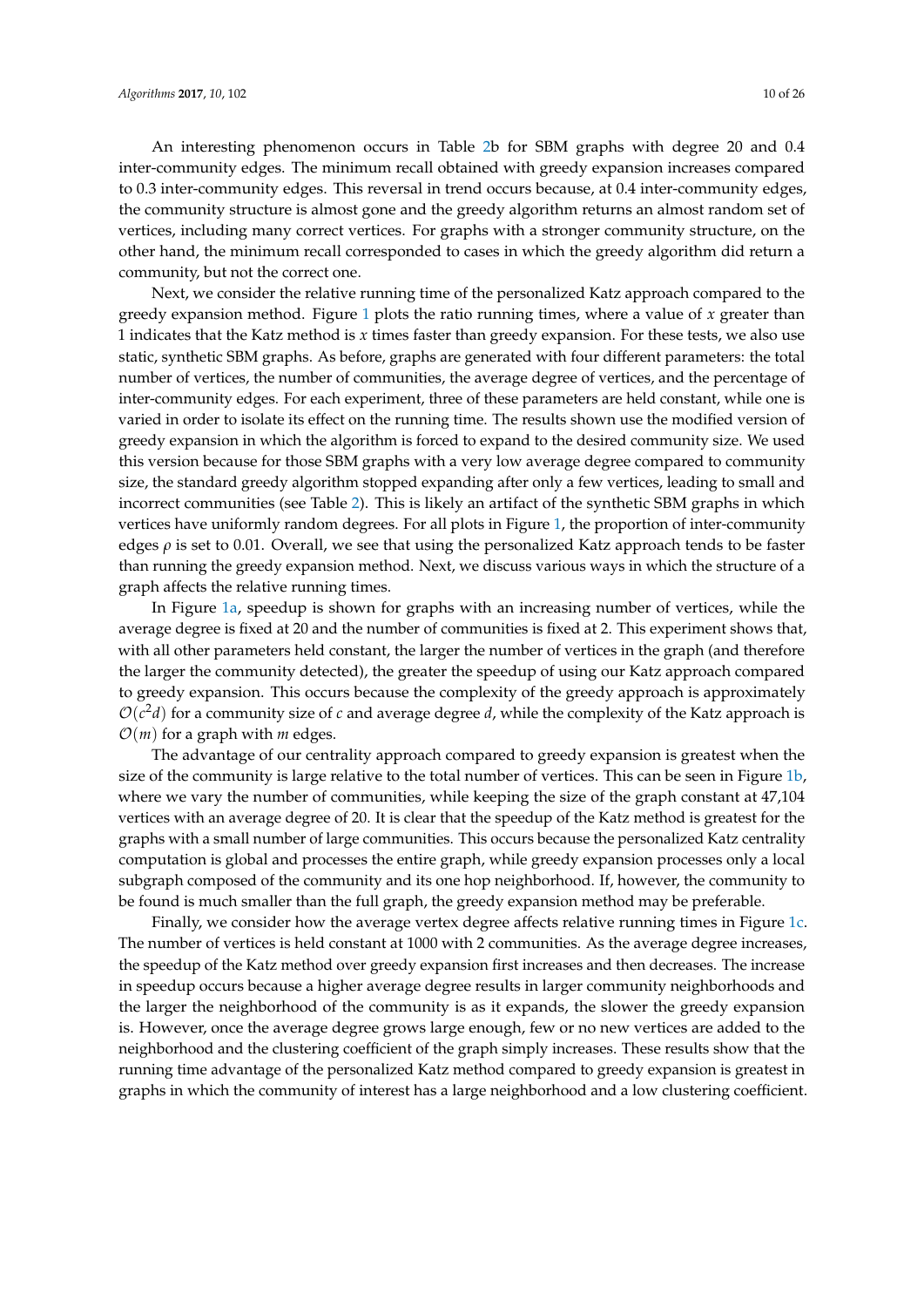An interesting phenomenon occurs in Table 2b for SBM graphs with degree 20 and 0.4 inter-community edges. The minimum recall obtained with greedy expansion increases compared to 0.3 inter-community edges. This reversal in trend occurs because, at 0.4 inter-community edges, the community structure is almost gone and the greedy algorithm returns an almost random set of vertices, including many correct vertices. For graphs with a stronger community structure, on the other hand, the minimum recall corresponded to cases in which the greedy algorithm did return a community, but not the correct one.

Next, we consider the relative running time of the personalized Katz approach compared to the greedy expansion method. Figure 1 plots the ratio running times, where a value of $x$ greater than 1 indicates that the Katz method is $x$ times faster than greedy expansion. For these tests, we also use static, synthetic SBM graphs. As before, graphs are generated with four different parameters: the total number of vertices, the number of communities, the average degree of vertices, and the percentage of inter-community edges. For each experiment, three of these parameters are held constant, while one is varied in order to isolate its effect on the running time. The results shown use the modified version of greedy expansion in which the algorithm is forced to expand to the desired community size. We used this version because for those SBM graphs with a very low average degree compared to community size, the standard greedy algorithm stopped expanding after only a few vertices, leading to small and incorrect communities (see Table 2). This is likely an artifact of the synthetic SBM graphs in which vertices have uniformly random degrees. For all plots in Figure 1, the proportion of inter-community edges $\rho$ is set to 0.01. Overall, we see that using the personalized Katz approach tends to be faster than running the greedy expansion method. Next, we discuss various ways in which the structure of a graph affects the relative running times.

In Figure 1a, speedup is shown for graphs with an increasing number of vertices, while the average degree is fixed at 20 and the number of communities is fixed at 2. This experiment shows that, with all other parameters held constant, the larger the number of vertices in the graph (and therefore the larger the community detected), the greater the speedup of using our Katz approach compared to greedy expansion. This occurs because the complexity of the greedy approach is approximately $\mathcal{O}(c^2d)$ for a community size of $c$ and average degree $d$, while the complexity of the Katz approach is $\mathcal{O}(m)$ for a graph with $m$ edges.

The advantage of our centrality approach compared to greedy expansion is greatest when the size of the community is large relative to the total number of vertices. This can be seen in Figure 1b, where we vary the number of communities, while keeping the size of the graph constant at 47,104 vertices with an average degree of 20. It is clear that the speedup of the Katz method is greatest for the graphs with a small number of large communities. This occurs because the personalized Katz centrality computation is global and processes the entire graph, while greedy expansion processes only a local subgraph composed of the community and its one hop neighborhood. If, however, the community to be found is much smaller than the full graph, the greedy expansion method may be preferable.

Finally, we consider how the average vertex degree affects relative running times in Figure 1c. The number of vertices is held constant at 1000 with 2 communities. As the average degree increases, the speedup of the Katz method over greedy expansion first increases and then decreases. The increase in speedup occurs because a higher average degree results in larger community neighborhoods and the larger the neighborhood of the community is as it expands, the slower the greedy expansion is. However, once the average degree grows large enough, few or no new vertices are added to the neighborhood and the clustering coefficient of the graph simply increases. These results show that the running time advantage of the personalized Katz method compared to greedy expansion is greatest in graphs in which the community of interest has a large neighborhood and a low clustering coefficient.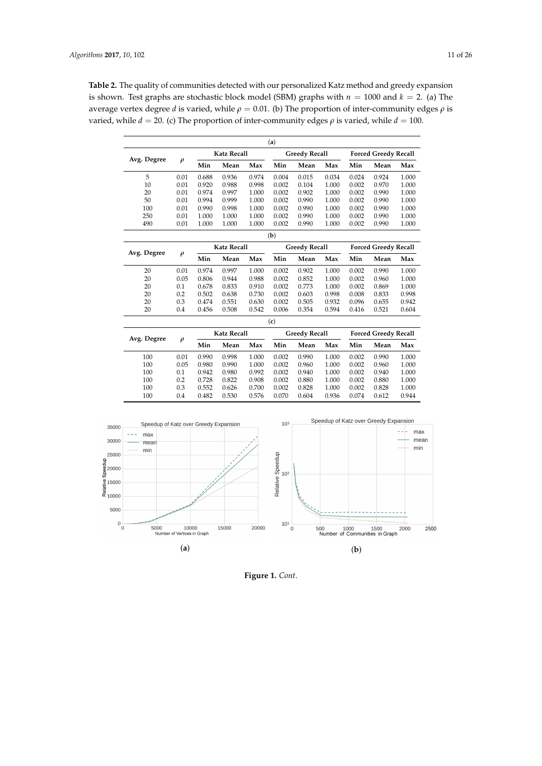**Table 2.** The quality of communities detected with our personalized Katz method and greedy expansion is shown. Test graphs are stochastic block model (SBM) graphs with $n = 1000$ and $k = 2$. (a) The average vertex degree $d$ is varied, while $\rho = 0.01$. (b) The proportion of inter-community edges $\rho$ is varied, while $d = 20$. (c) The proportion of inter-community edges $\rho$ is varied, while $d = 100$.

(**a**)

| Avg. Degree | $\rho$ | Katz Recall | | | Greedy Recall | | | Forced Greedy Recall | | |
|---|---|---|---|---|---|---|---|---|---|---|
| | | Min | Mean | Max | Min | Mean | Max | Min | Mean | Max |
| 5 | 0.01 | 0.688 | 0.936 | 0.974 | 0.004 | 0.015 | 0.034 | 0.024 | 0.924 | 1.000 |
| 10 | 0.01 | 0.920 | 0.988 | 0.998 | 0.002 | 0.104 | 1.000 | 0.002 | 0.970 | 1.000 |
| 20 | 0.01 | 0.974 | 0.997 | 1.000 | 0.002 | 0.902 | 1.000 | 0.002 | 0.990 | 1.000 |
| 50 | 0.01 | 0.994 | 0.999 | 1.000 | 0.002 | 0.990 | 1.000 | 0.002 | 0.990 | 1.000 |
| 100 | 0.01 | 0.990 | 0.998 | 1.000 | 0.002 | 0.990 | 1.000 | 0.002 | 0.990 | 1.000 |
| 250 | 0.01 | 1.000 | 1.000 | 1.000 | 0.002 | 0.990 | 1.000 | 0.002 | 0.990 | 1.000 |
| 490 | 0.01 | 1.000 | 1.000 | 1.000 | 0.002 | 0.990 | 1.000 | 0.002 | 0.990 | 1.000 |

(**b**)

| Avg. Degree | $\rho$ | Katz Recall | | | Greedy Recall | | | Forced Greedy Recall | | |
|---|---|---|---|---|---|---|---|---|---|---|
| | | Min | Mean | Max | Min | Mean | Max | Min | Mean | Max |
| 20 | 0.01 | 0.974 | 0.997 | 1.000 | 0.002 | 0.902 | 1.000 | 0.002 | 0.990 | 1.000 |
| 20 | 0.05 | 0.806 | 0.944 | 0.988 | 0.002 | 0.852 | 1.000 | 0.002 | 0.960 | 1.000 |
| 20 | 0.1 | 0.678 | 0.833 | 0.910 | 0.002 | 0.773 | 1.000 | 0.002 | 0.869 | 1.000 |
| 20 | 0.2 | 0.502 | 0.638 | 0.730 | 0.002 | 0.603 | 0.998 | 0.008 | 0.833 | 0.998 |
| 20 | 0.3 | 0.474 | 0.551 | 0.630 | 0.002 | 0.505 | 0.932 | 0.096 | 0.655 | 0.942 |
| 20 | 0.4 | 0.456 | 0.508 | 0.542 | 0.006 | 0.354 | 0.594 | 0.416 | 0.521 | 0.604 |

(**c**)

| Avg. Degree | $\rho$ | Katz Recall | | | Greedy Recall | | | Forced Greedy Recall | | |
|---|---|---|---|---|---|---|---|---|---|---|
| | | Min | Mean | Max | Min | Mean | Max | Min | Mean | Max |
| 100 | 0.01 | 0.990 | 0.998 | 1.000 | 0.002 | 0.990 | 1.000 | 0.002 | 0.990 | 1.000 |
| 100 | 0.05 | 0.980 | 0.990 | 1.000 | 0.002 | 0.960 | 1.000 | 0.002 | 0.960 | 1.000 |
| 100 | 0.1 | 0.942 | 0.980 | 0.992 | 0.002 | 0.940 | 1.000 | 0.002 | 0.940 | 1.000 |
| 100 | 0.2 | 0.728 | 0.822 | 0.908 | 0.002 | 0.880 | 1.000 | 0.002 | 0.880 | 1.000 |
| 100 | 0.3 | 0.552 | 0.626 | 0.700 | 0.002 | 0.828 | 1.000 | 0.002 | 0.828 | 1.000 |
| 100 | 0.4 | 0.482 | 0.530 | 0.576 | 0.070 | 0.604 | 0.936 | 0.074 | 0.612 | 0.944 |

(**a**) (**b**)

**Figure 1.** *Cont.*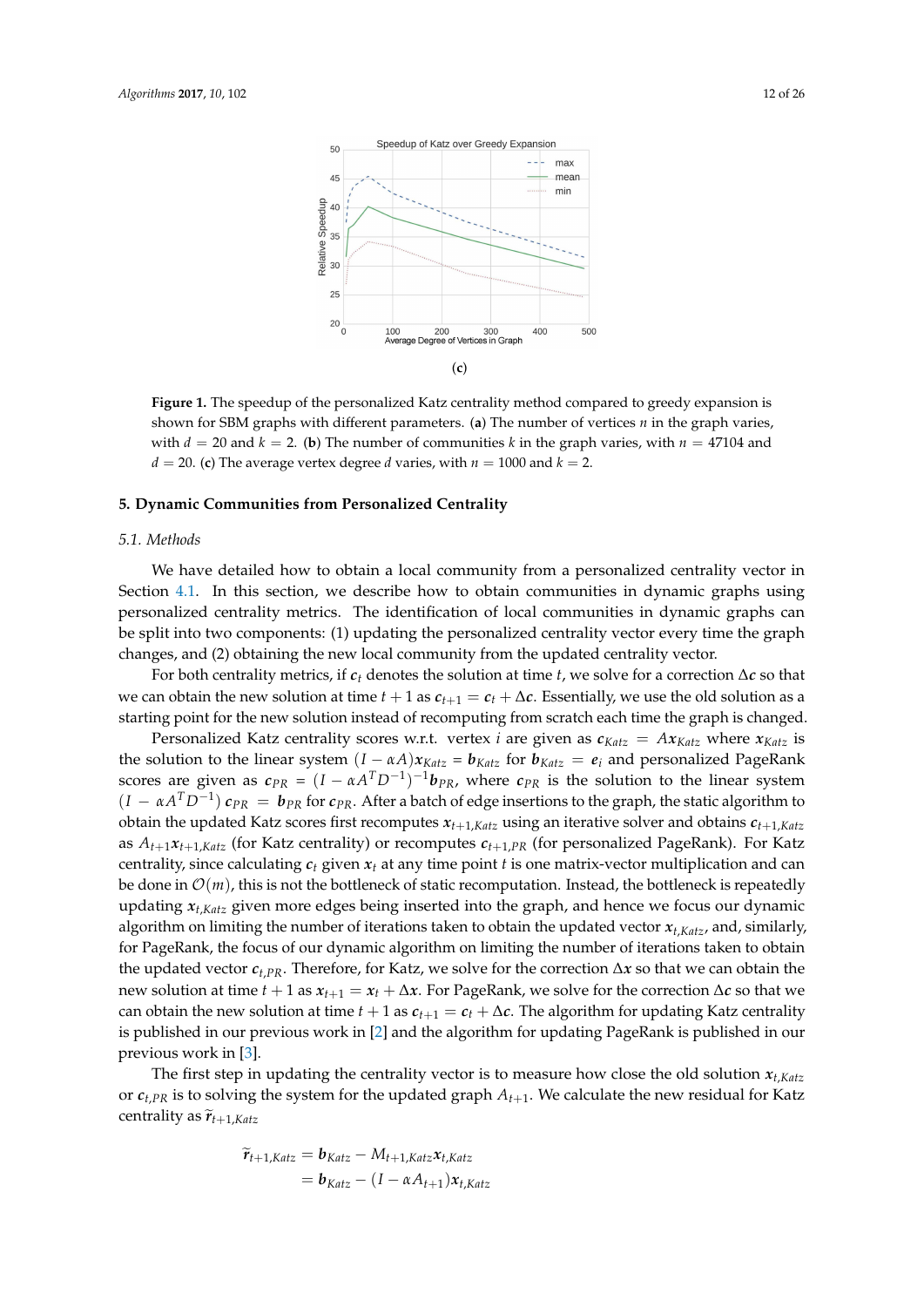(**c**)

**Figure 1.** The speedup of the personalized Katz centrality method compared to greedy expansion is shown for SBM graphs with different parameters. (**a**) The number of vertices $n$ in the graph varies, with $d = 20$ and $k = 2$. (**b**) The number of communities $k$ in the graph varies, with $n = 47104$ and $d = 20$. (**c**) The average vertex degree $d$ varies, with $n = 1000$ and $k = 2$.

## 5. Dynamic Communities from Personalized Centrality

### 5.1. Methods

We have detailed how to obtain a local community from a personalized centrality vector in Section 4.1. In this section, we describe how to obtain communities in dynamic graphs using personalized centrality metrics. The identification of local communities in dynamic graphs can be split into two components: (1) updating the personalized centrality vector every time the graph changes, and (2) obtaining the new local community from the updated centrality vector.

For both centrality metrics, if $\boldsymbol{c}_t$ denotes the solution at time $t$, we solve for a correction $\Delta\boldsymbol{c}$ so that we can obtain the new solution at time $t+1$ as $\boldsymbol{c}_{t+1} = \boldsymbol{c}_t + \Delta\boldsymbol{c}$. Essentially, we use the old solution as a starting point for the new solution instead of recomputing from scratch each time the graph is changed.

Personalized Katz centrality scores w.r.t. vertex $i$ are given as $\boldsymbol{c}_{Katz} = A\boldsymbol{x}_{Katz}$ where $\boldsymbol{x}_{Katz}$ is the solution to the linear system $(I - \alpha A)\boldsymbol{x}_{Katz} = \boldsymbol{b}_{Katz}$ for $\boldsymbol{b}_{Katz} = \boldsymbol{e}_i$ and personalized PageRank scores are given as $\boldsymbol{c}_{PR} = (I - \alpha A^T D^{-1})^{-1}\boldsymbol{b}_{PR}$, where $\boldsymbol{c}_{PR}$ is the solution to the linear system $(I - \alpha A^T D^{-1})\,\boldsymbol{c}_{PR} = \boldsymbol{b}_{PR}$ for $\boldsymbol{c}_{PR}$. After a batch of edge insertions to the graph, the static algorithm to obtain the updated Katz scores first recomputes $\boldsymbol{x}_{t+1,Katz}$ using an iterative solver and obtains $\boldsymbol{c}_{t+1,Katz}$ as $A_{t+1}\boldsymbol{x}_{t+1,Katz}$ (for Katz centrality) or recomputes $\boldsymbol{c}_{t+1,PR}$ (for personalized PageRank). For Katz centrality, since calculating $\boldsymbol{c}_t$ given $\boldsymbol{x}_t$ at any time point $t$ is one matrix-vector multiplication and can be done in $\mathcal{O}(m)$, this is not the bottleneck of static recomputation. Instead, the bottleneck is repeatedly updating $\boldsymbol{x}_{t,Katz}$ given more edges being inserted into the graph, and hence we focus our dynamic algorithm on limiting the number of iterations taken to obtain the updated vector $\boldsymbol{x}_{t,Katz}$, and, similarly, for PageRank, the focus of our dynamic algorithm on limiting the number of iterations taken to obtain the updated vector $\boldsymbol{c}_{t,PR}$. Therefore, for Katz, we solve for the correction $\Delta\boldsymbol{x}$ so that we can obtain the new solution at time $t+1$ as $\boldsymbol{x}_{t+1} = \boldsymbol{x}_t + \Delta\boldsymbol{x}$. For PageRank, we solve for the correction $\Delta\boldsymbol{c}$ so that we can obtain the new solution at time $t+1$ as $\boldsymbol{c}_{t+1} = \boldsymbol{c}_t + \Delta\boldsymbol{c}$. The algorithm for updating Katz centrality is published in our previous work in [2] and the algorithm for updating PageRank is published in our previous work in [3].

The first step in updating the centrality vector is to measure how close the old solution $\boldsymbol{x}_{t,Katz}$ or $\boldsymbol{c}_{t,PR}$ is to solving the system for the updated graph $A_{t+1}$. We calculate the new residual for Katz centrality as $\tilde{\boldsymbol{r}}_{t+1,Katz}$

$$
\begin{aligned}
\tilde{\boldsymbol{r}}_{t+1,Katz} &= \boldsymbol{b}_{Katz} - M_{t+1,Katz}\boldsymbol{x}_{t,Katz} \\
&= \boldsymbol{b}_{Katz} - (I - \alpha A_{t+1})\boldsymbol{x}_{t,Katz}
\end{aligned}
$$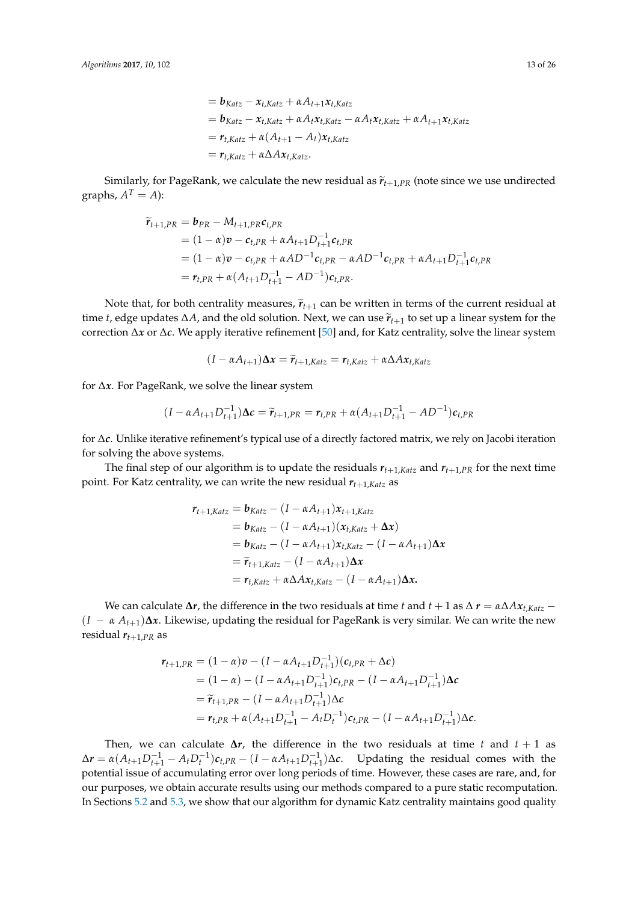$$
\begin{aligned}
&= \boldsymbol{b}_{Katz} - \boldsymbol{x}_{t,Katz} + \alpha A_{t+1}\boldsymbol{x}_{t,Katz} \\
&= \boldsymbol{b}_{Katz} - \boldsymbol{x}_{t,Katz} + \alpha A_{t}\boldsymbol{x}_{t,Katz} - \alpha A_{t}\boldsymbol{x}_{t,Katz} + \alpha A_{t+1}\boldsymbol{x}_{t,Katz} \\
&= \boldsymbol{r}_{t,Katz} + \alpha (A_{t+1} - A_t)\boldsymbol{x}_{t,Katz} \\
&= \boldsymbol{r}_{t,Katz} + \alpha \Delta A \boldsymbol{x}_{t,Katz}.
\end{aligned}
$$

Similarly, for PageRank, we calculate the new residual as $\widetilde{\boldsymbol{r}}_{t+1,PR}$ (note since we use undirected graphs, $A^T = A$):

$$
\begin{aligned}
\widetilde{\boldsymbol{r}}_{t+1,PR} &= \boldsymbol{b}_{PR} - M_{t+1,PR}\boldsymbol{c}_{t,PR} \\
&= (1-\alpha)\boldsymbol{v} - \boldsymbol{c}_{t,PR} + \alpha A_{t+1}D_{t+1}^{-1}\boldsymbol{c}_{t,PR} \\
&= (1-\alpha)\boldsymbol{v} - \boldsymbol{c}_{t,PR} + \alpha A D^{-1}\boldsymbol{c}_{t,PR} - \alpha A D^{-1}\boldsymbol{c}_{t,PR} + \alpha A_{t+1}D_{t+1}^{-1}\boldsymbol{c}_{t,PR} \\
&= \boldsymbol{r}_{t,PR} + \alpha (A_{t+1}D_{t+1}^{-1} - AD^{-1})\boldsymbol{c}_{t,PR}.
\end{aligned}
$$

Note that, for both centrality measures, $\widetilde{\boldsymbol{r}}_{t+1}$ can be written in terms of the current residual at time $t$, edge updates $\Delta A$, and the old solution. Next, we can use $\widetilde{\boldsymbol{r}}_{t+1}$ to set up a linear system for the correction $\Delta \boldsymbol{x}$ or $\Delta \boldsymbol{c}$. We apply iterative refinement [50] and, for Katz centrality, solve the linear system

$$
(I - \alpha A_{t+1})\boldsymbol{\Delta x} = \widetilde{\boldsymbol{r}}_{t+1,Katz} = \boldsymbol{r}_{t,Katz} + \alpha \Delta A \boldsymbol{x}_{t,Katz}
$$

for $\Delta \boldsymbol{x}$. For PageRank, we solve the linear system

$$
(I - \alpha A_{t+1}D_{t+1}^{-1})\boldsymbol{\Delta c} = \widetilde{\boldsymbol{r}}_{t+1,PR} = \boldsymbol{r}_{t,PR} + \alpha (A_{t+1}D_{t+1}^{-1} - AD^{-1})\boldsymbol{c}_{t,PR}
$$

for $\Delta \boldsymbol{c}$. Unlike iterative refinement's typical use of a directly factored matrix, we rely on Jacobi iteration for solving the above systems.

The final step of our algorithm is to update the residuals $\boldsymbol{r}_{t+1,Katz}$ and $\boldsymbol{r}_{t+1,PR}$ for the next time point. For Katz centrality, we can write the new residual $\boldsymbol{r}_{t+1,Katz}$ as

$$
\begin{aligned}
\boldsymbol{r}_{t+1,Katz} &= \boldsymbol{b}_{Katz} - (I - \alpha A_{t+1})\boldsymbol{x}_{t+1,Katz} \\
&= \boldsymbol{b}_{Katz} - (I - \alpha A_{t+1})(\boldsymbol{x}_{t,Katz} + \boldsymbol{\Delta x}) \\
&= \boldsymbol{b}_{Katz} - (I - \alpha A_{t+1})\boldsymbol{x}_{t,Katz} - (I - \alpha A_{t+1})\boldsymbol{\Delta x} \\
&= \widetilde{\boldsymbol{r}}_{t+1,Katz} - (I - \alpha A_{t+1})\boldsymbol{\Delta x} \\
&= \boldsymbol{r}_{t,Katz} + \alpha \Delta A \boldsymbol{x}_{t,Katz} - (I - \alpha A_{t+1})\boldsymbol{\Delta x}.
\end{aligned}
$$

We can calculate $\boldsymbol{\Delta r}$, the difference in the two residuals at time $t$ and $t+1$ as $\Delta\, \boldsymbol{r} = \alpha \Delta A \boldsymbol{x}_{t,Katz} - (I - \alpha\, A_{t+1})\boldsymbol{\Delta x}$. Likewise, updating the residual for PageRank is very similar. We can write the new residual $\boldsymbol{r}_{t+1,PR}$ as

$$
\begin{aligned}
\boldsymbol{r}_{t+1,PR} &= (1-\alpha)\boldsymbol{v} - (I - \alpha A_{t+1}D_{t+1}^{-1})(\boldsymbol{c}_{t,PR} + \Delta \boldsymbol{c}) \\
&= (1-\alpha) - (I - \alpha A_{t+1}D_{t+1}^{-1})\boldsymbol{c}_{t,PR} - (I - \alpha A_{t+1}D_{t+1}^{-1})\boldsymbol{\Delta c} \\
&= \widetilde{\boldsymbol{r}}_{t+1,PR} - (I - \alpha A_{t+1}D_{t+1}^{-1})\Delta \boldsymbol{c} \\
&= \boldsymbol{r}_{t,PR} + \alpha (A_{t+1}D_{t+1}^{-1} - A_t D_t^{-1})\boldsymbol{c}_{t,PR} - (I - \alpha A_{t+1}D_{t+1}^{-1})\Delta \boldsymbol{c}.
\end{aligned}
$$

Then, we can calculate $\boldsymbol{\Delta r}$, the difference in the two residuals at time $t$ and $t+1$ as $\Delta \boldsymbol{r} = \alpha (A_{t+1}D_{t+1}^{-1} - A_t D_t^{-1})\boldsymbol{c}_{t,PR} - (I - \alpha A_{t+1}D_{t+1}^{-1})\Delta \boldsymbol{c}$. Updating the residual comes with the potential issue of accumulating error over long periods of time. However, these cases are rare, and, for our purposes, we obtain accurate results using our methods compared to a pure static recomputation. In Sections 5.2 and 5.3, we show that our algorithm for dynamic Katz centrality maintains good quality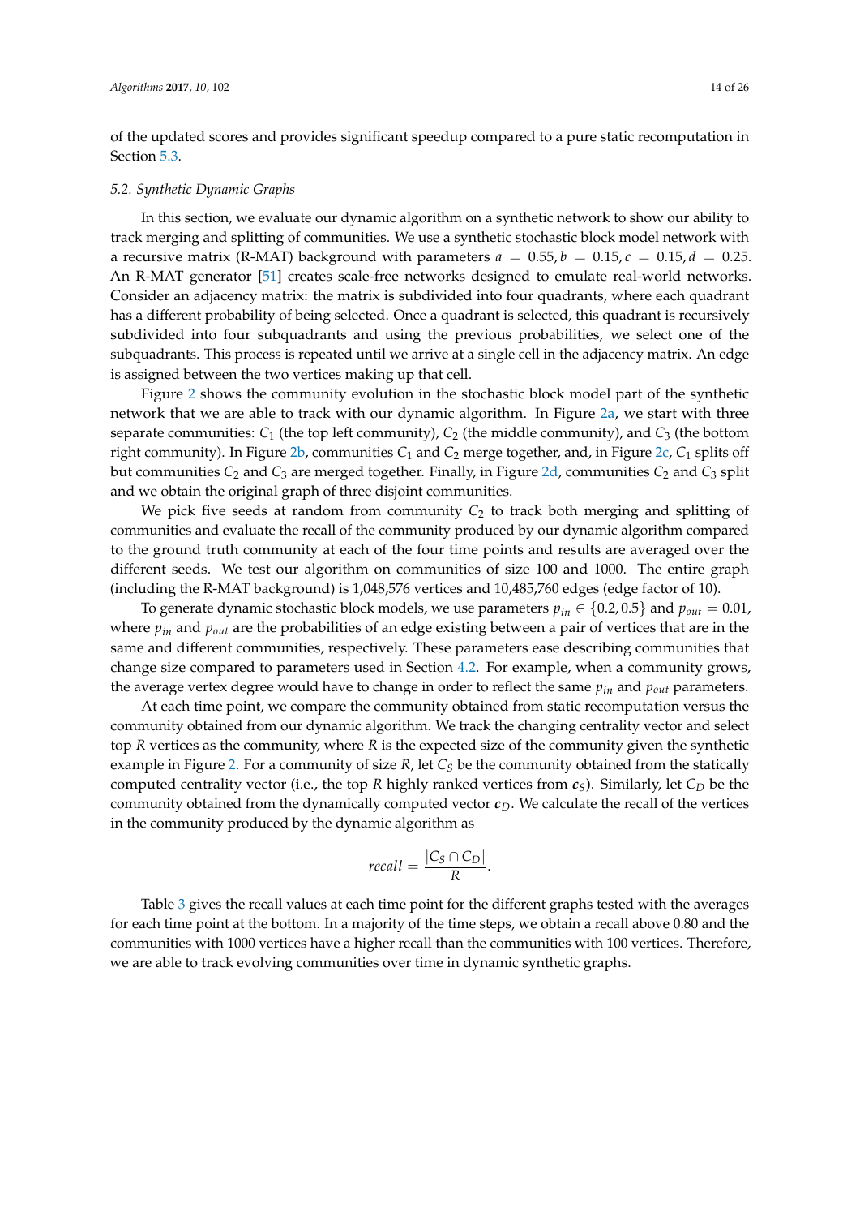of the updated scores and provides significant speedup compared to a pure static recomputation in Section 5.3.

### 5.2. Synthetic Dynamic Graphs

In this section, we evaluate our dynamic algorithm on a synthetic network to show our ability to track merging and splitting of communities. We use a synthetic stochastic block model network with a recursive matrix (R-MAT) background with parameters $a = 0.55, b = 0.15, c = 0.15, d = 0.25$. An R-MAT generator [51] creates scale-free networks designed to emulate real-world networks. Consider an adjacency matrix: the matrix is subdivided into four quadrants, where each quadrant has a different probability of being selected. Once a quadrant is selected, this quadrant is recursively subdivided into four subquadrants and using the previous probabilities, we select one of the subquadrants. This process is repeated until we arrive at a single cell in the adjacency matrix. An edge is assigned between the two vertices making up that cell.

Figure 2 shows the community evolution in the stochastic block model part of the synthetic network that we are able to track with our dynamic algorithm. In Figure 2a, we start with three separate communities: $C_1$ (the top left community), $C_2$ (the middle community), and $C_3$ (the bottom right community). In Figure 2b, communities $C_1$ and $C_2$ merge together, and, in Figure 2c, $C_1$ splits off but communities $C_2$ and $C_3$ are merged together. Finally, in Figure 2d, communities $C_2$ and $C_3$ split and we obtain the original graph of three disjoint communities.

We pick five seeds at random from community $C_2$ to track both merging and splitting of communities and evaluate the recall of the community produced by our dynamic algorithm compared to the ground truth community at each of the four time points and results are averaged over the different seeds. We test our algorithm on communities of size 100 and 1000. The entire graph (including the R-MAT background) is 1,048,576 vertices and 10,485,760 edges (edge factor of 10).

To generate dynamic stochastic block models, we use parameters $p_{in} \in \{0.2, 0.5\}$ and $p_{out} = 0.01$, where $p_{in}$ and $p_{out}$ are the probabilities of an edge existing between a pair of vertices that are in the same and different communities, respectively. These parameters ease describing communities that change size compared to parameters used in Section 4.2. For example, when a community grows, the average vertex degree would have to change in order to reflect the same $p_{in}$ and $p_{out}$ parameters.

At each time point, we compare the community obtained from static recomputation versus the community obtained from our dynamic algorithm. We track the changing centrality vector and select top $R$ vertices as the community, where $R$ is the expected size of the community given the synthetic example in Figure 2. For a community of size $R$, let $C_S$ be the community obtained from the statically computed centrality vector (i.e., the top $R$ highly ranked vertices from $\boldsymbol{c}_S$). Similarly, let $C_D$ be the community obtained from the dynamically computed vector $\boldsymbol{c}_D$. We calculate the recall of the vertices in the community produced by the dynamic algorithm as

$$recall = \frac{|C_S \cap C_D|}{R}.$$

Table 3 gives the recall values at each time point for the different graphs tested with the averages for each time point at the bottom. In a majority of the time steps, we obtain a recall above 0.80 and the communities with 1000 vertices have a higher recall than the communities with 100 vertices. Therefore, we are able to track evolving communities over time in dynamic synthetic graphs.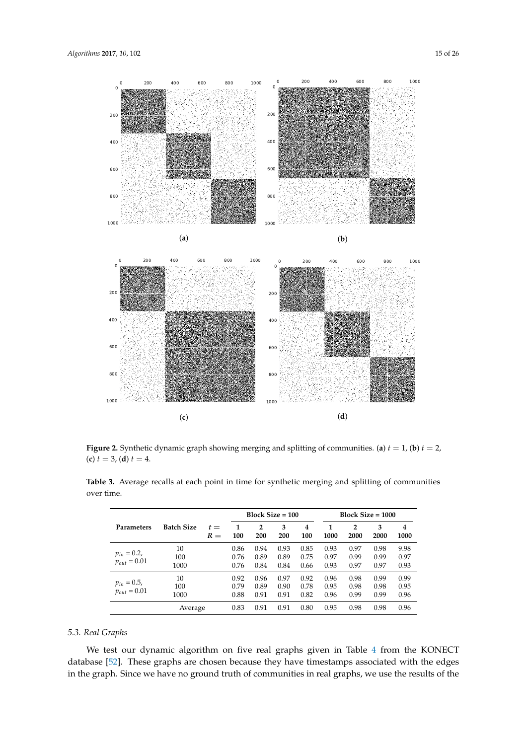**Figure 2.** Synthetic dynamic graph showing merging and splitting of communities. (**a**) $t = 1$, (**b**) $t = 2$, (**c**) $t = 3$, (**d**) $t = 4$.

**Table 3.** Average recalls at each point in time for synthetic merging and splitting of communities over time.

| Parameters | Batch Size | $t =$ $R =$ | Block Size = 100 | | | | Block Size = 1000 | | | |
|---|---|---|---|---|---|---|---|---|---|---|
| | | | **1** **100** | **2** **200** | **3** **200** | **4** **100** | **1** **1000** | **2** **2000** | **3** **2000** | **4** **1000** |
| $p_{in}$ = 0.2, $p_{out}$ = 0.01 | 10 | | 0.86 | 0.94 | 0.93 | 0.85 | 0.93 | 0.97 | 0.98 | 9.98 |
| | 100 | | 0.76 | 0.89 | 0.89 | 0.75 | 0.97 | 0.99 | 0.99 | 0.97 |
| | 1000 | | 0.76 | 0.84 | 0.84 | 0.66 | 0.93 | 0.97 | 0.97 | 0.93 |
| $p_{in}$ = 0.5, $p_{out}$ = 0.01 | 10 | | 0.92 | 0.96 | 0.97 | 0.92 | 0.96 | 0.98 | 0.99 | 0.99 |
| | 100 | | 0.79 | 0.89 | 0.90 | 0.78 | 0.95 | 0.98 | 0.98 | 0.95 |
| | 1000 | | 0.88 | 0.91 | 0.91 | 0.82 | 0.96 | 0.99 | 0.99 | 0.96 |
| | Average | | 0.83 | 0.91 | 0.91 | 0.80 | 0.95 | 0.98 | 0.98 | 0.96 |

### 5.3. Real Graphs

We test our dynamic algorithm on five real graphs given in Table 4 from the KONECT database [52]. These graphs are chosen because they have timestamps associated with the edges in the graph. Since we have no ground truth of communities in real graphs, we use the results of the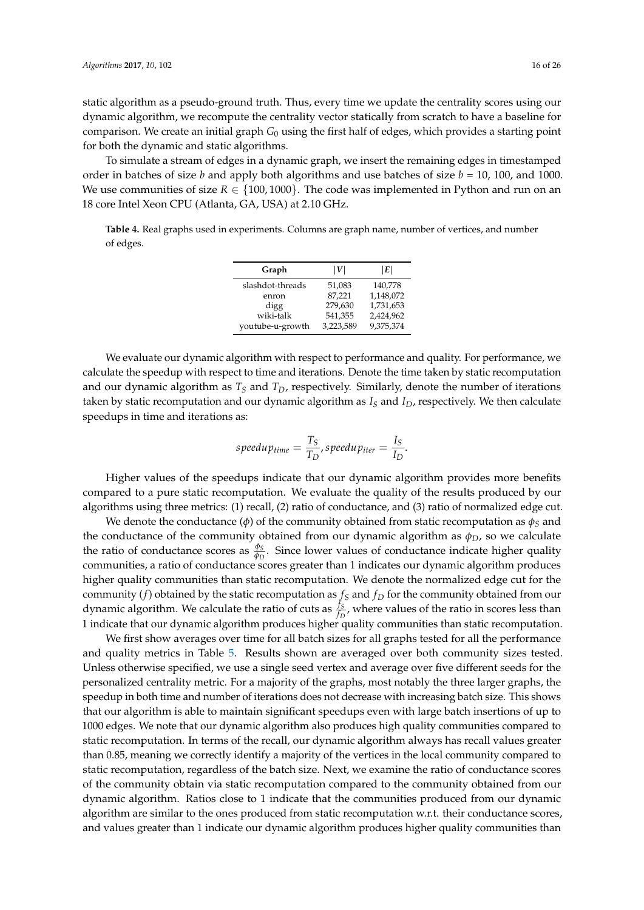static algorithm as a pseudo-ground truth. Thus, every time we update the centrality scores using our dynamic algorithm, we recompute the centrality vector statically from scratch to have a baseline for comparison. We create an initial graph $G_0$ using the first half of edges, which provides a starting point for both the dynamic and static algorithms.

To simulate a stream of edges in a dynamic graph, we insert the remaining edges in timestamped order in batches of size $b$ and apply both algorithms and use batches of size $b$ = 10, 100, and 1000. We use communities of size $R \in \{100, 1000\}$. The code was implemented in Python and run on an 18 core Intel Xeon CPU (Atlanta, GA, USA) at 2.10 GHz.

**Table 4.** Real graphs used in experiments. Columns are graph name, number of vertices, and number of edges.

| Graph | $\|V\|$ | $\|E\|$ |
|---|---|---|
| slashdot-threads | 51,083 | 140,778 |
| enron | 87,221 | 1,148,072 |
| digg | 279,630 | 1,731,653 |
| wiki-talk | 541,355 | 2,424,962 |
| youtube-u-growth | 3,223,589 | 9,375,374 |

We evaluate our dynamic algorithm with respect to performance and quality. For performance, we calculate the speedup with respect to time and iterations. Denote the time taken by static recomputation and our dynamic algorithm as $T_S$ and $T_D$, respectively. Similarly, denote the number of iterations taken by static recomputation and our dynamic algorithm as $I_S$ and $I_D$, respectively. We then calculate speedups in time and iterations as:

$$speedup_{time} = \frac{T_S}{T_D}, speedup_{iter} = \frac{I_S}{I_D}.$$

Higher values of the speedups indicate that our dynamic algorithm provides more benefits compared to a pure static recomputation. We evaluate the quality of the results produced by our algorithms using three metrics: (1) recall, (2) ratio of conductance, and (3) ratio of normalized edge cut.

We denote the conductance ($\phi$) of the community obtained from static recomputation as $\phi_S$ and the conductance of the community obtained from our dynamic algorithm as $\phi_D$, so we calculate the ratio of conductance scores as $\frac{\phi_S}{\phi_D}$. Since lower values of conductance indicate higher quality communities, a ratio of conductance scores greater than 1 indicates our dynamic algorithm produces higher quality communities than static recomputation. We denote the normalized edge cut for the community ($f$) obtained by the static recomputation as $f_S$ and $f_D$ for the community obtained from our dynamic algorithm. We calculate the ratio of cuts as $\frac{f_S}{f_D}$, where values of the ratio in scores less than 1 indicate that our dynamic algorithm produces higher quality communities than static recomputation.

We first show averages over time for all batch sizes for all graphs tested for all the performance and quality metrics in Table 5. Results shown are averaged over both community sizes tested. Unless otherwise specified, we use a single seed vertex and average over five different seeds for the personalized centrality metric. For a majority of the graphs, most notably the three larger graphs, the speedup in both time and number of iterations does not decrease with increasing batch size. This shows that our algorithm is able to maintain significant speedups even with large batch insertions of up to 1000 edges. We note that our dynamic algorithm also produces high quality communities compared to static recomputation. In terms of the recall, our dynamic algorithm always has recall values greater than 0.85, meaning we correctly identify a majority of the vertices in the local community compared to static recomputation, regardless of the batch size. Next, we examine the ratio of conductance scores of the community obtain via static recomputation compared to the community obtained from our dynamic algorithm. Ratios close to 1 indicate that the communities produced from our dynamic algorithm are similar to the ones produced from static recomputation w.r.t. their conductance scores, and values greater than 1 indicate our dynamic algorithm produces higher quality communities than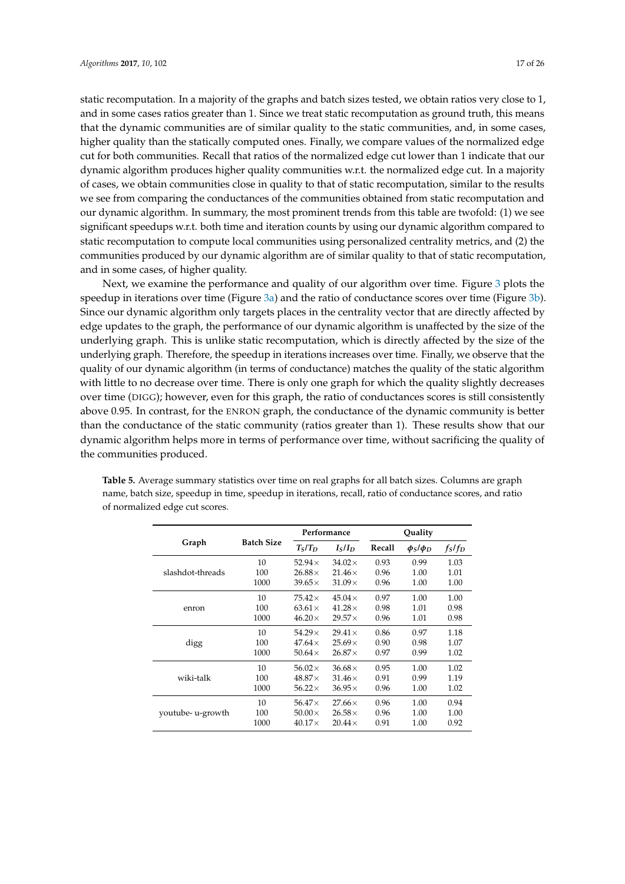static recomputation. In a majority of the graphs and batch sizes tested, we obtain ratios very close to 1, and in some cases ratios greater than 1. Since we treat static recomputation as ground truth, this means that the dynamic communities are of similar quality to the static communities, and, in some cases, higher quality than the statically computed ones. Finally, we compare values of the normalized edge cut for both communities. Recall that ratios of the normalized edge cut lower than 1 indicate that our dynamic algorithm produces higher quality communities w.r.t. the normalized edge cut. In a majority of cases, we obtain communities close in quality to that of static recomputation, similar to the results we see from comparing the conductances of the communities obtained from static recomputation and our dynamic algorithm. In summary, the most prominent trends from this table are twofold: (1) we see significant speedups w.r.t. both time and iteration counts by using our dynamic algorithm compared to static recomputation to compute local communities using personalized centrality metrics, and (2) the communities produced by our dynamic algorithm are of similar quality to that of static recomputation, and in some cases, of higher quality.

Next, we examine the performance and quality of our algorithm over time. Figure 3 plots the speedup in iterations over time (Figure 3a) and the ratio of conductance scores over time (Figure 3b). Since our dynamic algorithm only targets places in the centrality vector that are directly affected by edge updates to the graph, the performance of our dynamic algorithm is unaffected by the size of the underlying graph. This is unlike static recomputation, which is directly affected by the size of the underlying graph. Therefore, the speedup in iterations increases over time. Finally, we observe that the quality of our dynamic algorithm (in terms of conductance) matches the quality of the static algorithm with little to no decrease over time. There is only one graph for which the quality slightly decreases over time (DIGG); however, even for this graph, the ratio of conductances scores is still consistently above 0.95. In contrast, for the ENRON graph, the conductance of the dynamic community is better than the conductance of the static community (ratios greater than 1). These results show that our dynamic algorithm helps more in terms of performance over time, without sacrificing the quality of the communities produced.

**Table 5.** Average summary statistics over time on real graphs for all batch sizes. Columns are graph name, batch size, speedup in time, speedup in iterations, recall, ratio of conductance scores, and ratio of normalized edge cut scores.

| Graph | Batch Size | Performance | | Quality | | |
|---|---|---|---|---|---|---|
| | | $T_S/T_D$ | $I_S/I_D$ | Recall | $\phi_S/\phi_D$ | $f_S/f_D$ |
| slashdot-threads | 10 | 52.94× | 34.02× | 0.93 | 0.99 | 1.03 |
| | 100 | 26.88× | 21.46× | 0.96 | 1.00 | 1.01 |
| | 1000 | 39.65× | 31.09× | 0.96 | 1.00 | 1.00 |
| enron | 10 | 75.42× | 45.04× | 0.97 | 1.00 | 1.00 |
| | 100 | 63.61× | 41.28× | 0.98 | 1.01 | 0.98 |
| | 1000 | 46.20× | 29.57× | 0.96 | 1.01 | 0.98 |
| digg | 10 | 54.29× | 29.41× | 0.86 | 0.97 | 1.18 |
| | 100 | 47.64× | 25.69× | 0.90 | 0.98 | 1.07 |
| | 1000 | 50.64× | 26.87× | 0.97 | 0.99 | 1.02 |
| wiki-talk | 10 | 56.02× | 36.68× | 0.95 | 1.00 | 1.02 |
| | 100 | 48.87× | 31.46× | 0.91 | 0.99 | 1.19 |
| | 1000 | 56.22× | 36.95× | 0.96 | 1.00 | 1.02 |
| youtube- u-growth | 10 | 56.47× | 27.66× | 0.96 | 1.00 | 0.94 |
| | 100 | 50.00× | 26.58× | 0.96 | 1.00 | 1.00 |
| | 1000 | 40.17× | 20.44× | 0.91 | 1.00 | 0.92 |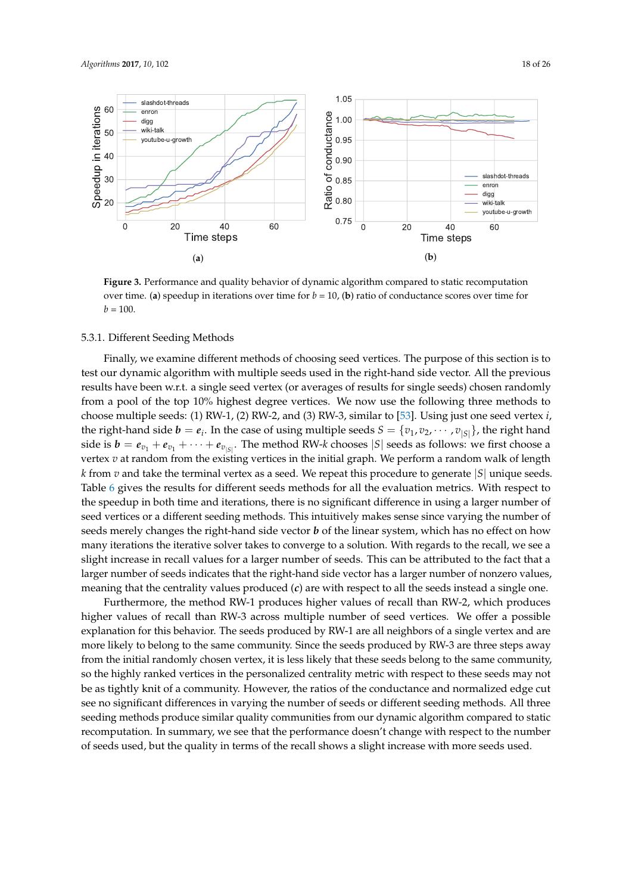**Figure 3.** Performance and quality behavior of dynamic algorithm compared to static recomputation over time. (**a**) speedup in iterations over time for $b = 10$, (**b**) ratio of conductance scores over time for $b = 100$.

#### 5.3.1. Different Seeding Methods

Finally, we examine different methods of choosing seed vertices. The purpose of this section is to test our dynamic algorithm with multiple seeds used in the right-hand side vector. All the previous results have been w.r.t. a single seed vertex (or averages of results for single seeds) chosen randomly from a pool of the top 10% highest degree vertices. We now use the following three methods to choose multiple seeds: (1) RW-1, (2) RW-2, and (3) RW-3, similar to [53]. Using just one seed vertex $i$, the right-hand side $\boldsymbol{b} = \boldsymbol{e}_i$. In the case of using multiple seeds $S = \{v_1, v_2, \cdots, v_{|S|}\}$, the right hand side is $\boldsymbol{b} = \boldsymbol{e}_{v_1} + \boldsymbol{e}_{v_1} + \cdots + \boldsymbol{e}_{v_{|S|}}$. The method RW-$k$ chooses $|S|$ seeds as follows: we first choose a vertex $v$ at random from the existing vertices in the initial graph. We perform a random walk of length $k$ from $v$ and take the terminal vertex as a seed. We repeat this procedure to generate $|S|$ unique seeds. Table 6 gives the results for different seeds methods for all the evaluation metrics. With respect to the speedup in both time and iterations, there is no significant difference in using a larger number of seed vertices or a different seeding methods. This intuitively makes sense since varying the number of seeds merely changes the right-hand side vector $\boldsymbol{b}$ of the linear system, which has no effect on how many iterations the iterative solver takes to converge to a solution. With regards to the recall, we see a slight increase in recall values for a larger number of seeds. This can be attributed to the fact that a larger number of seeds indicates that the right-hand side vector has a larger number of nonzero values, meaning that the centrality values produced ($\boldsymbol{c}$) are with respect to all the seeds instead a single one.

Furthermore, the method RW-1 produces higher values of recall than RW-2, which produces higher values of recall than RW-3 across multiple number of seed vertices. We offer a possible explanation for this behavior. The seeds produced by RW-1 are all neighbors of a single vertex and are more likely to belong to the same community. Since the seeds produced by RW-3 are three steps away from the initial randomly chosen vertex, it is less likely that these seeds belong to the same community, so the highly ranked vertices in the personalized centrality metric with respect to these seeds may not be as tightly knit of a community. However, the ratios of the conductance and normalized edge cut see no significant differences in varying the number of seeds or different seeding methods. All three seeding methods produce similar quality communities from our dynamic algorithm compared to static recomputation. In summary, we see that the performance doesn't change with respect to the number of seeds used, but the quality in terms of the recall shows a slight increase with more seeds used.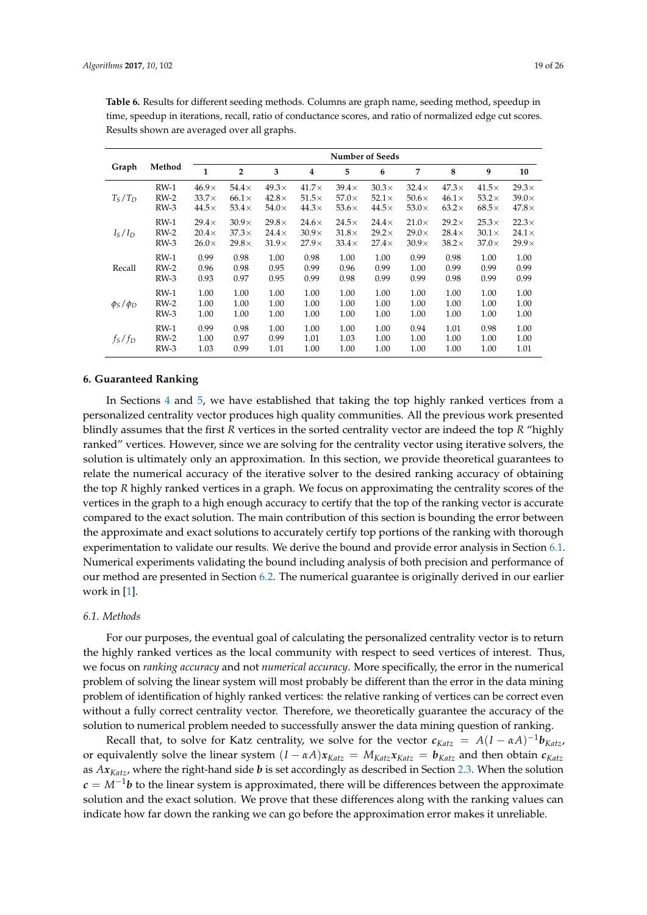**Table 6.** Results for different seeding methods. Columns are graph name, seeding method, speedup in time, speedup in iterations, recall, ratio of conductance scores, and ratio of normalized edge cut scores. Results shown are averaged over all graphs.

| Graph | Method | Number of Seeds | | | | | | | | | |
|---|---|---|---|---|---|---|---|---|---|---|---|
| | | 1 | 2 | 3 | 4 | 5 | 6 | 7 | 8 | 9 | 10 |
| $T_S/T_D$ | RW-1 | 46.9× | 54.4× | 49.3× | 41.7× | 39.4× | 30.3× | 32.4× | 47.3× | 41.5× | 29.3× |
| | RW-2 | 33.7× | 66.1× | 42.8× | 51.5× | 57.0× | 52.1× | 50.6× | 46.1× | 53.2× | 39.0× |
| | RW-3 | 44.5× | 53.4× | 54.0× | 44.3× | 53.6× | 44.5× | 53.0× | 63.2× | 68.5× | 47.8× |
| $I_S/I_D$ | RW-1 | 29.4× | 30.9× | 29.8× | 24.6× | 24.5× | 24.4× | 21.0× | 29.2× | 25.3× | 22.3× |
| | RW-2 | 20.4× | 37.3× | 24.4× | 30.9× | 31.8× | 29.2× | 29.0× | 28.4× | 30.1× | 24.1× |
| | RW-3 | 26.0× | 29.8× | 31.9× | 27.9× | 33.4× | 27.4× | 30.9× | 38.2× | 37.0× | 29.9× |
| Recall | RW-1 | 0.99 | 0.98 | 1.00 | 0.98 | 1.00 | 1.00 | 0.99 | 0.98 | 1.00 | 1.00 |
| | RW-2 | 0.96 | 0.98 | 0.95 | 0.99 | 0.96 | 0.99 | 1.00 | 0.99 | 0.99 | 0.99 |
| | RW-3 | 0.93 | 0.97 | 0.95 | 0.99 | 0.98 | 0.99 | 0.99 | 0.98 | 0.99 | 0.99 |
| $\phi_S/\phi_D$ | RW-1 | 1.00 | 1.00 | 1.00 | 1.00 | 1.00 | 1.00 | 1.00 | 1.00 | 1.00 | 1.00 |
| | RW-2 | 1.00 | 1.00 | 1.00 | 1.00 | 1.00 | 1.00 | 1.00 | 1.00 | 1.00 | 1.00 |
| | RW-3 | 1.00 | 1.00 | 1.00 | 1.00 | 1.00 | 1.00 | 1.00 | 1.00 | 1.00 | 1.00 |
| $f_S/f_D$ | RW-1 | 0.99 | 0.98 | 1.00 | 1.00 | 1.00 | 1.00 | 0.94 | 1.01 | 0.98 | 1.00 |
| | RW-2 | 1.00 | 0.97 | 0.99 | 1.01 | 1.03 | 1.00 | 1.00 | 1.00 | 1.00 | 1.00 |
| | RW-3 | 1.03 | 0.99 | 1.01 | 1.00 | 1.00 | 1.00 | 1.00 | 1.00 | 1.00 | 1.01 |

## 6. Guaranteed Ranking

In Sections 4 and 5, we have established that taking the top highly ranked vertices from a personalized centrality vector produces high quality communities. All the previous work presented blindly assumes that the first $R$ vertices in the sorted centrality vector are indeed the top $R$ "highly ranked" vertices. However, since we are solving for the centrality vector using iterative solvers, the solution is ultimately only an approximation. In this section, we provide theoretical guarantees to relate the numerical accuracy of the iterative solver to the desired ranking accuracy of obtaining the top $R$ highly ranked vertices in a graph. We focus on approximating the centrality scores of the vertices in the graph to a high enough accuracy to certify that the top of the ranking vector is accurate compared to the exact solution. The main contribution of this section is bounding the error between the approximate and exact solutions to accurately certify top portions of the ranking with thorough experimentation to validate our results. We derive the bound and provide error analysis in Section 6.1. Numerical experiments validating the bound including analysis of both precision and performance of our method are presented in Section 6.2. The numerical guarantee is originally derived in our earlier work in [1].

### 6.1. Methods

For our purposes, the eventual goal of calculating the personalized centrality vector is to return the highly ranked vertices as the local community with respect to seed vertices of interest. Thus, we focus on *ranking accuracy* and not *numerical accuracy*. More specifically, the error in the numerical problem of solving the linear system will most probably be different than the error in the data mining problem of identification of highly ranked vertices: the relative ranking of vertices can be correct even without a fully correct centrality vector. Therefore, we theoretically guarantee the accuracy of the solution to numerical problem needed to successfully answer the data mining question of ranking.

Recall that, to solve for Katz centrality, we solve for the vector $\boldsymbol{c}_{Katz} = A(I - \alpha A)^{-1}\boldsymbol{b}_{Katz}$, or equivalently solve the linear system $(I - \alpha A)\boldsymbol{x}_{Katz} = M_{Katz}\boldsymbol{x}_{Katz} = \boldsymbol{b}_{Katz}$ and then obtain $\boldsymbol{c}_{Katz}$ as $A\boldsymbol{x}_{Katz}$, where the right-hand side $\boldsymbol{b}$ is set accordingly as described in Section 2.3. When the solution $\boldsymbol{c} = M^{-1}\boldsymbol{b}$ to the linear system is approximated, there will be differences between the approximate solution and the exact solution. We prove that these differences along with the ranking values can indicate how far down the ranking we can go before the approximation error makes it unreliable.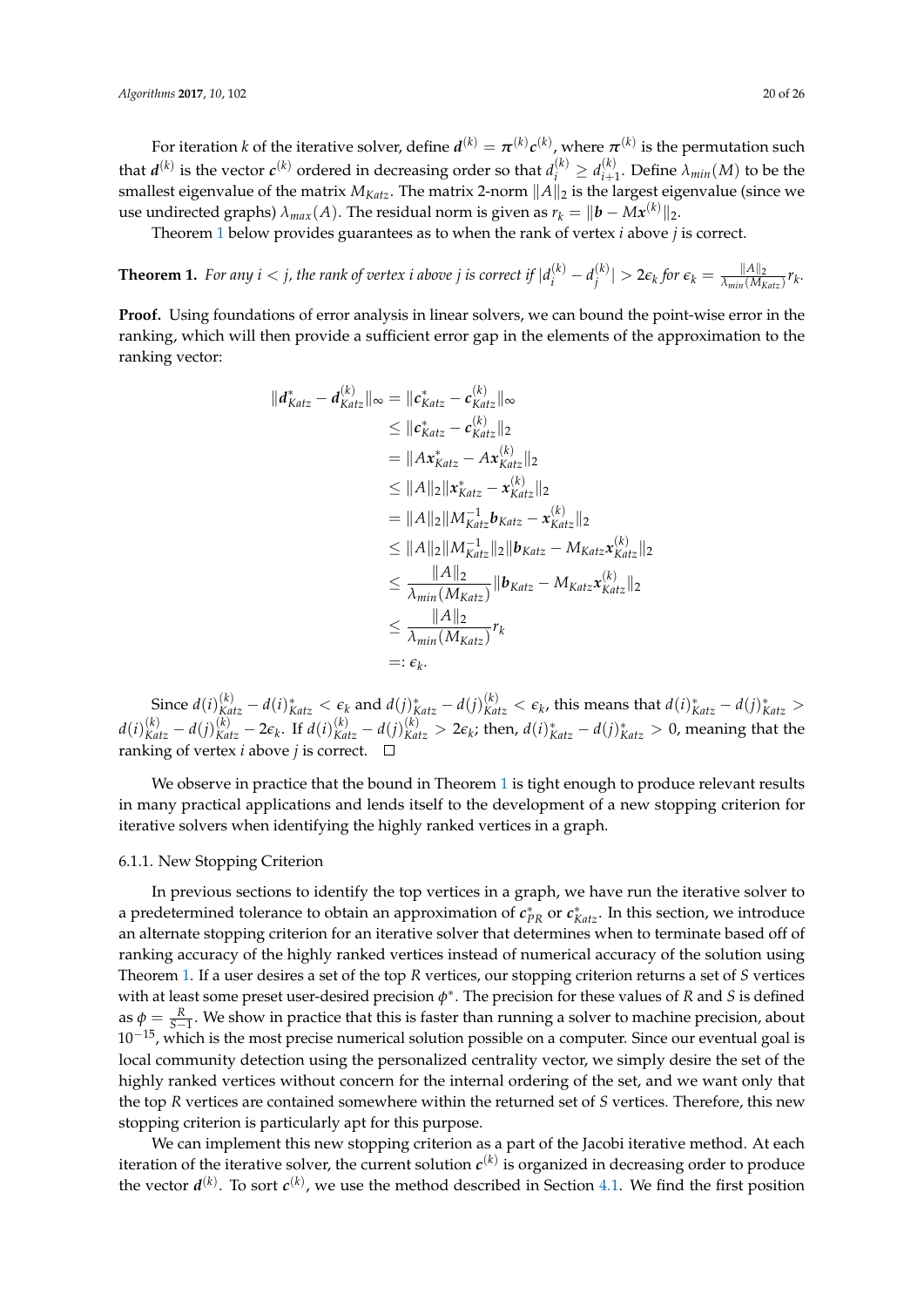For iteration $k$ of the iterative solver, define $\boldsymbol{d}^{(k)} = \boldsymbol{\pi}^{(k)}\boldsymbol{c}^{(k)}$, where $\boldsymbol{\pi}^{(k)}$ is the permutation such that $\boldsymbol{d}^{(k)}$ is the vector $\boldsymbol{c}^{(k)}$ ordered in decreasing order so that $d_i^{(k)} \geq d_{i+1}^{(k)}$. Define $\lambda_{min}(M)$ to be the smallest eigenvalue of the matrix $M_{Katz}$. The matrix 2-norm $\|A\|_2$ is the largest eigenvalue (since we use undirected graphs) $\lambda_{max}(A)$. The residual norm is given as $r_k = \|\boldsymbol{b} - M\boldsymbol{x}^{(k)}\|_2$.

Theorem 1 below provides guarantees as to when the rank of vertex $i$ above $j$ is correct.

**Theorem 1.** *For any $i < j$, the rank of vertex $i$ above $j$ is correct if $|d_i^{(k)} - d_j^{(k)}| > 2\epsilon_k$ for $\epsilon_k = \frac{\|A\|_2}{\lambda_{min}(M_{Katz})} r_k$.*

**Proof.** Using foundations of error analysis in linear solvers, we can bound the point-wise error in the ranking, which will then provide a sufficient error gap in the elements of the approximation to the ranking vector:

$$
\begin{aligned}
\|\boldsymbol{d}^*_{Katz} - \boldsymbol{d}^{(k)}_{Katz}\|_\infty &= \|\boldsymbol{c}^*_{Katz} - \boldsymbol{c}^{(k)}_{Katz}\|_\infty \\
&\leq \|\boldsymbol{c}^*_{Katz} - \boldsymbol{c}^{(k)}_{Katz}\|_2 \\
&= \|A\boldsymbol{x}^*_{Katz} - A\boldsymbol{x}^{(k)}_{Katz}\|_2 \\
&\leq \|A\|_2 \|\boldsymbol{x}^*_{Katz} - \boldsymbol{x}^{(k)}_{Katz}\|_2 \\
&= \|A\|_2 \|M^{-1}_{Katz}\boldsymbol{b}_{Katz} - \boldsymbol{x}^{(k)}_{Katz}\|_2 \\
&\leq \|A\|_2 \|M^{-1}_{Katz}\|_2 \|\boldsymbol{b}_{Katz} - M_{Katz}\boldsymbol{x}^{(k)}_{Katz}\|_2 \\
&\leq \frac{\|A\|_2}{\lambda_{min}(M_{Katz})} \|\boldsymbol{b}_{Katz} - M_{Katz}\boldsymbol{x}^{(k)}_{Katz}\|_2 \\
&\leq \frac{\|A\|_2}{\lambda_{min}(M_{Katz})} r_k \\
&=: \epsilon_k.
\end{aligned}
$$

Since $d(i)^{(k)}_{Katz} - d(i)^*_{Katz} < \epsilon_k$ and $d(j)^*_{Katz} - d(j)^{(k)}_{Katz} < \epsilon_k$, this means that $d(i)^*_{Katz} - d(j)^*_{Katz} > d(i)^{(k)}_{Katz} - d(j)^{(k)}_{Katz} - 2\epsilon_k$. If $d(i)^{(k)}_{Katz} - d(j)^{(k)}_{Katz} > 2\epsilon_k$; then, $d(i)^*_{Katz} - d(j)^*_{Katz} > 0$, meaning that the ranking of vertex $i$ above $j$ is correct. $\square$

We observe in practice that the bound in Theorem 1 is tight enough to produce relevant results in many practical applications and lends itself to the development of a new stopping criterion for iterative solvers when identifying the highly ranked vertices in a graph.

#### 6.1.1. New Stopping Criterion

In previous sections to identify the top vertices in a graph, we have run the iterative solver to a predetermined tolerance to obtain an approximation of $\boldsymbol{c}^*_{PR}$ or $\boldsymbol{c}^*_{Katz}$. In this section, we introduce an alternate stopping criterion for an iterative solver that determines when to terminate based off of ranking accuracy of the highly ranked vertices instead of numerical accuracy of the solution using Theorem 1. If a user desires a set of the top $R$ vertices, our stopping criterion returns a set of $S$ vertices with at least some preset user-desired precision $\phi^*$. The precision for these values of $R$ and $S$ is defined as $\phi = \frac{R}{S-1}$. We show in practice that this is faster than running a solver to machine precision, about $10^{-15}$, which is the most precise numerical solution possible on a computer. Since our eventual goal is local community detection using the personalized centrality vector, we simply desire the set of the highly ranked vertices without concern for the internal ordering of the set, and we want only that the top $R$ vertices are contained somewhere within the returned set of $S$ vertices. Therefore, this new stopping criterion is particularly apt for this purpose.

We can implement this new stopping criterion as a part of the Jacobi iterative method. At each iteration of the iterative solver, the current solution $\boldsymbol{c}^{(k)}$ is organized in decreasing order to produce the vector $\boldsymbol{d}^{(k)}$. To sort $\boldsymbol{c}^{(k)}$, we use the method described in Section 4.1. We find the first position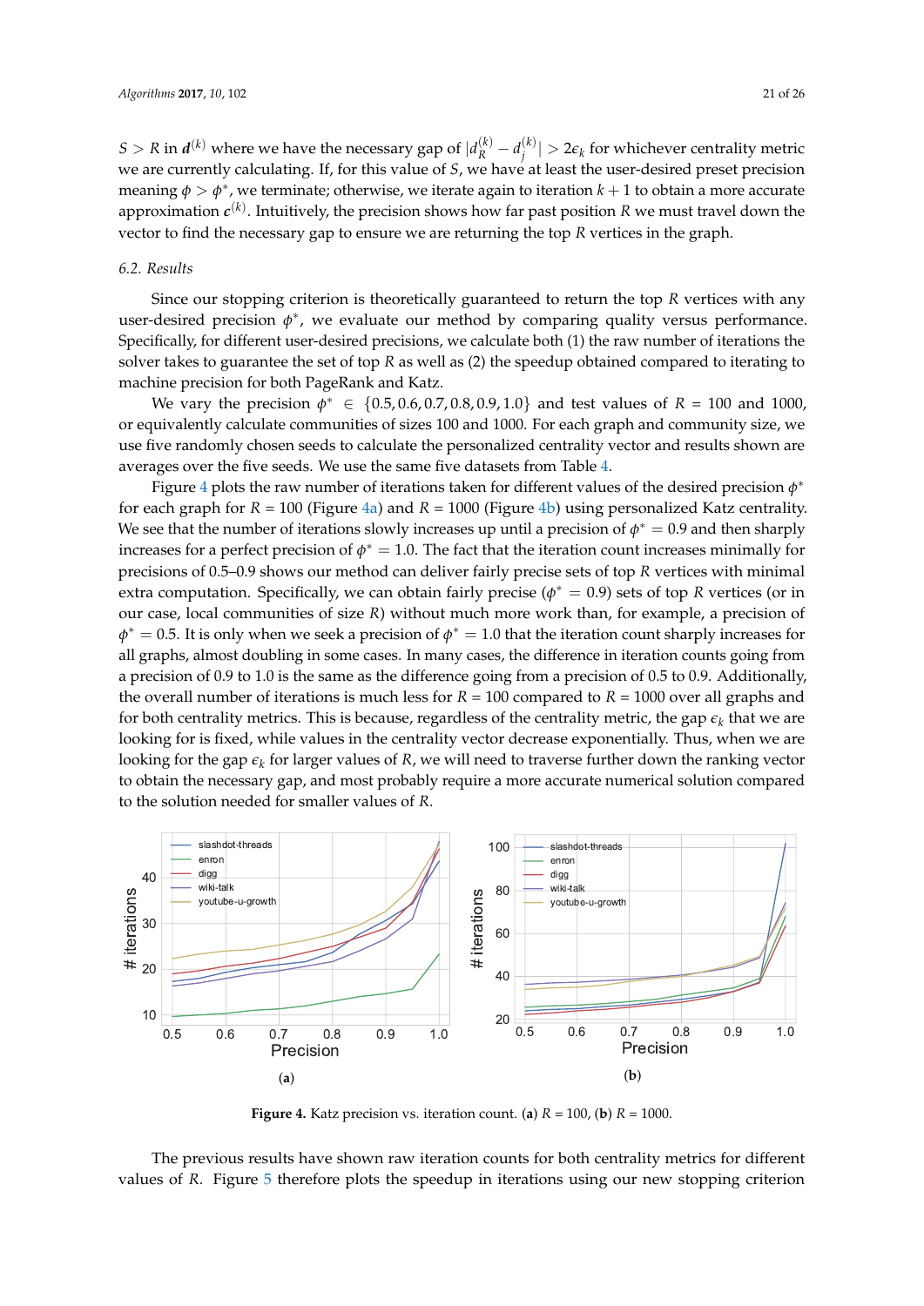$S > R$ in $\boldsymbol{d}^{(k)}$ where we have the necessary gap of $|d_R^{(k)} - d_j^{(k)}| > 2\epsilon_k$ for whichever centrality metric we are currently calculating. If, for this value of $S$, we have at least the user-desired preset precision meaning $\phi > \phi^*$, we terminate; otherwise, we iterate again to iteration $k+1$ to obtain a more accurate approximation $\boldsymbol{c}^{(k)}$. Intuitively, the precision shows how far past position $R$ we must travel down the vector to find the necessary gap to ensure we are returning the top $R$ vertices in the graph.

### 6.2. Results

Since our stopping criterion is theoretically guaranteed to return the top $R$ vertices with any user-desired precision $\phi^*$, we evaluate our method by comparing quality versus performance. Specifically, for different user-desired precisions, we calculate both (1) the raw number of iterations the solver takes to guarantee the set of top $R$ as well as (2) the speedup obtained compared to iterating to machine precision for both PageRank and Katz.

We vary the precision $\phi^* \in \{0.5, 0.6, 0.7, 0.8, 0.9, 1.0\}$ and test values of $R$ = 100 and 1000, or equivalently calculate communities of sizes 100 and 1000. For each graph and community size, we use five randomly chosen seeds to calculate the personalized centrality vector and results shown are averages over the five seeds. We use the same five datasets from Table 4.

Figure 4 plots the raw number of iterations taken for different values of the desired precision $\phi^*$ for each graph for $R$ = 100 (Figure 4a) and $R$ = 1000 (Figure 4b) using personalized Katz centrality. We see that the number of iterations slowly increases up until a precision of $\phi^* = 0.9$ and then sharply increases for a perfect precision of $\phi^* = 1.0$. The fact that the iteration count increases minimally for precisions of 0.5–0.9 shows our method can deliver fairly precise sets of top $R$ vertices with minimal extra computation. Specifically, we can obtain fairly precise ($\phi^* = 0.9$) sets of top $R$ vertices (or in our case, local communities of size $R$) without much more work than, for example, a precision of $\phi^* = 0.5$. It is only when we seek a precision of $\phi^* = 1.0$ that the iteration count sharply increases for all graphs, almost doubling in some cases. In many cases, the difference in iteration counts going from a precision of 0.9 to 1.0 is the same as the difference going from a precision of 0.5 to 0.9. Additionally, the overall number of iterations is much less for $R$ = 100 compared to $R$ = 1000 over all graphs and for both centrality metrics. This is because, regardless of the centrality metric, the gap $\epsilon_k$ that we are looking for is fixed, while values in the centrality vector decrease exponentially. Thus, when we are looking for the gap $\epsilon_k$ for larger values of $R$, we will need to traverse further down the ranking vector to obtain the necessary gap, and most probably require a more accurate numerical solution compared to the solution needed for smaller values of $R$.

**Figure 4.** Katz precision vs. iteration count. (**a**) $R$ = 100, (**b**) $R$ = 1000.

The previous results have shown raw iteration counts for both centrality metrics for different values of $R$. Figure 5 therefore plots the speedup in iterations using our new stopping criterion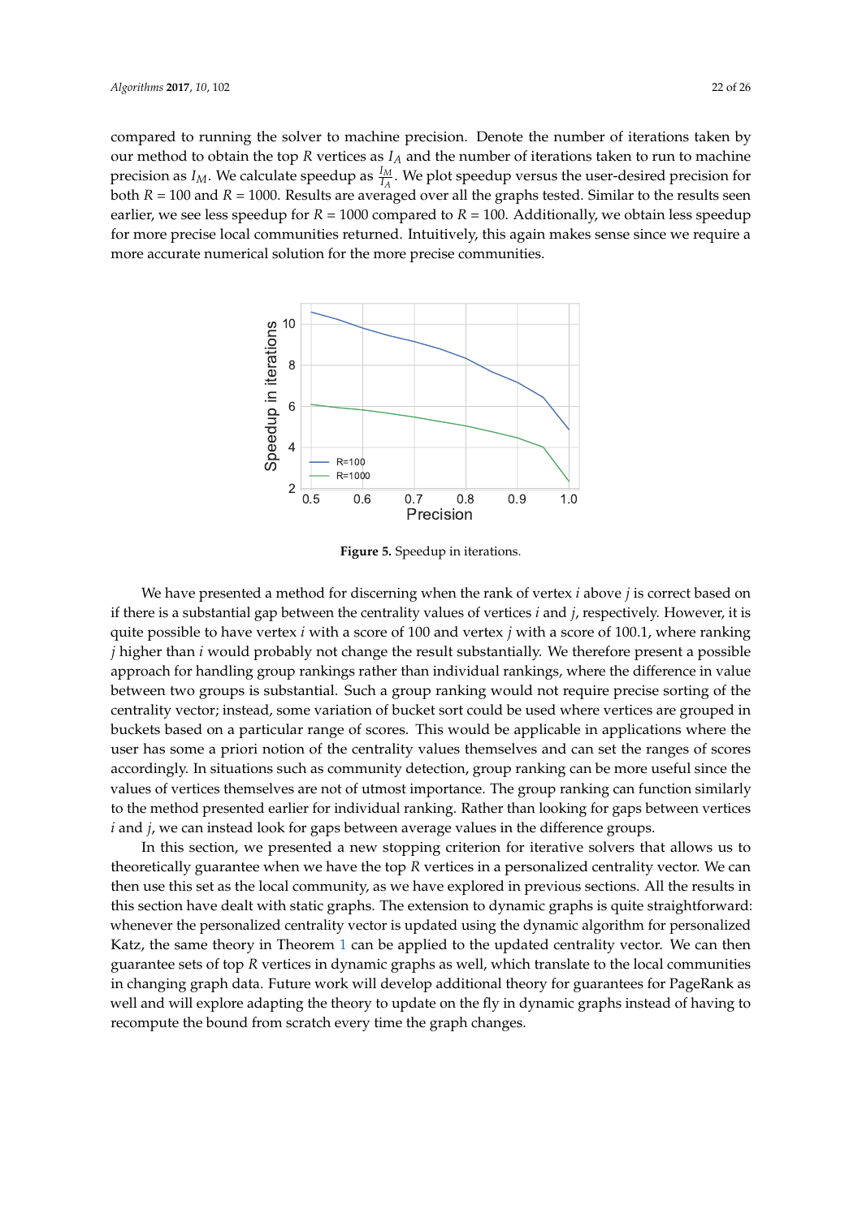compared to running the solver to machine precision. Denote the number of iterations taken by our method to obtain the top $R$ vertices as $I_A$ and the number of iterations taken to run to machine precision as $I_M$. We calculate speedup as $\frac{I_M}{I_A}$. We plot speedup versus the user-desired precision for both $R = 100$ and $R = 1000$. Results are averaged over all the graphs tested. Similar to the results seen earlier, we see less speedup for $R = 1000$ compared to $R = 100$. Additionally, we obtain less speedup for more precise local communities returned. Intuitively, this again makes sense since we require a more accurate numerical solution for the more precise communities.

**Figure 5.** Speedup in iterations.

We have presented a method for discerning when the rank of vertex $i$ above $j$ is correct based on if there is a substantial gap between the centrality values of vertices $i$ and $j$, respectively. However, it is quite possible to have vertex $i$ with a score of 100 and vertex $j$ with a score of 100.1, where ranking $j$ higher than $i$ would probably not change the result substantially. We therefore present a possible approach for handling group rankings rather than individual rankings, where the difference in value between two groups is substantial. Such a group ranking would not require precise sorting of the centrality vector; instead, some variation of bucket sort could be used where vertices are grouped in buckets based on a particular range of scores. This would be applicable in applications where the user has some a priori notion of the centrality values themselves and can set the ranges of scores accordingly. In situations such as community detection, group ranking can be more useful since the values of vertices themselves are not of utmost importance. The group ranking can function similarly to the method presented earlier for individual ranking. Rather than looking for gaps between vertices $i$ and $j$, we can instead look for gaps between average values in the difference groups.

In this section, we presented a new stopping criterion for iterative solvers that allows us to theoretically guarantee when we have the top $R$ vertices in a personalized centrality vector. We can then use this set as the local community, as we have explored in previous sections. All the results in this section have dealt with static graphs. The extension to dynamic graphs is quite straightforward: whenever the personalized centrality vector is updated using the dynamic algorithm for personalized Katz, the same theory in Theorem 1 can be applied to the updated centrality vector. We can then guarantee sets of top $R$ vertices in dynamic graphs as well, which translate to the local communities in changing graph data. Future work will develop additional theory for guarantees for PageRank as well and will explore adapting the theory to update on the fly in dynamic graphs instead of having to recompute the bound from scratch every time the graph changes.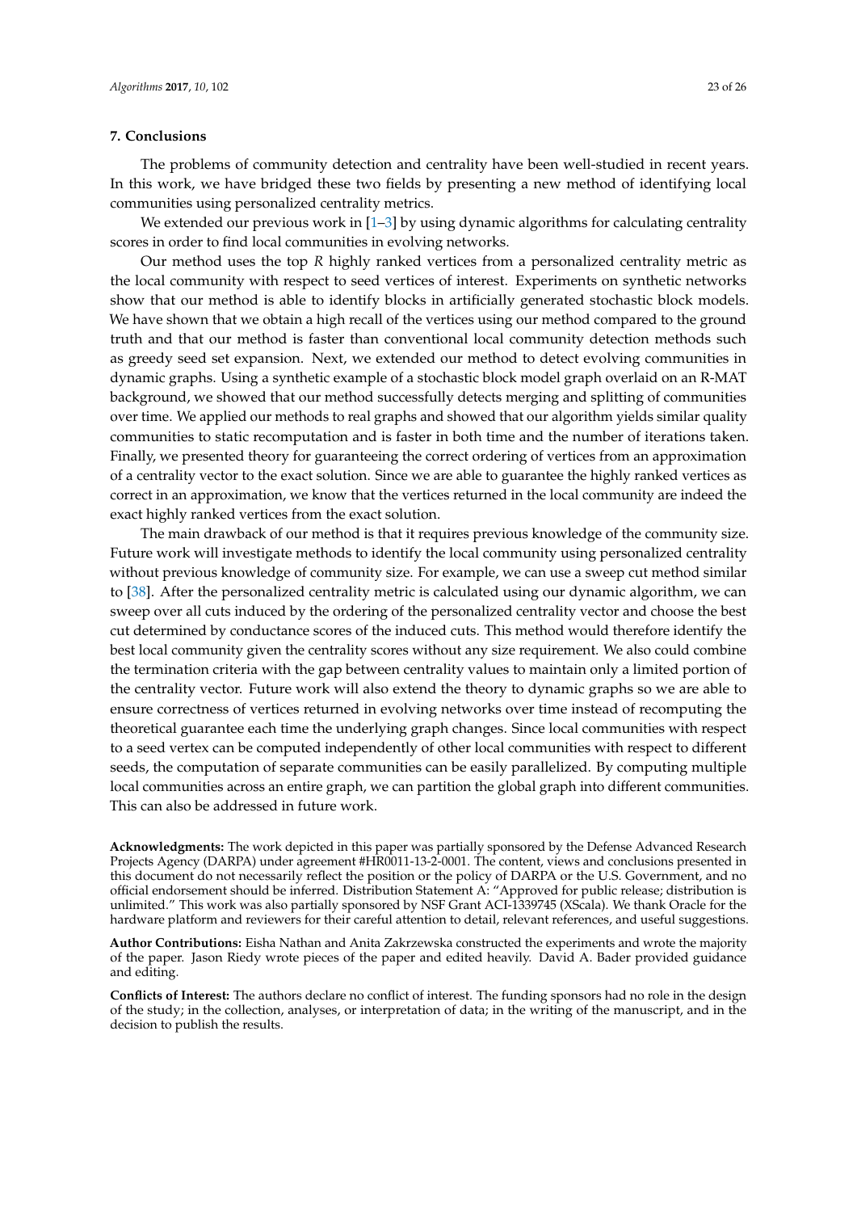## 7. Conclusions

The problems of community detection and centrality have been well-studied in recent years. In this work, we have bridged these two fields by presenting a new method of identifying local communities using personalized centrality metrics.

We extended our previous work in [1–3] by using dynamic algorithms for calculating centrality scores in order to find local communities in evolving networks.

Our method uses the top $R$ highly ranked vertices from a personalized centrality metric as the local community with respect to seed vertices of interest. Experiments on synthetic networks show that our method is able to identify blocks in artificially generated stochastic block models. We have shown that we obtain a high recall of the vertices using our method compared to the ground truth and that our method is faster than conventional local community detection methods such as greedy seed set expansion. Next, we extended our method to detect evolving communities in dynamic graphs. Using a synthetic example of a stochastic block model graph overlaid on an R-MAT background, we showed that our method successfully detects merging and splitting of communities over time. We applied our methods to real graphs and showed that our algorithm yields similar quality communities to static recomputation and is faster in both time and the number of iterations taken. Finally, we presented theory for guaranteeing the correct ordering of vertices from an approximation of a centrality vector to the exact solution. Since we are able to guarantee the highly ranked vertices as correct in an approximation, we know that the vertices returned in the local community are indeed the exact highly ranked vertices from the exact solution.

The main drawback of our method is that it requires previous knowledge of the community size. Future work will investigate methods to identify the local community using personalized centrality without previous knowledge of community size. For example, we can use a sweep cut method similar to [38]. After the personalized centrality metric is calculated using our dynamic algorithm, we can sweep over all cuts induced by the ordering of the personalized centrality vector and choose the best cut determined by conductance scores of the induced cuts. This method would therefore identify the best local community given the centrality scores without any size requirement. We also could combine the termination criteria with the gap between centrality values to maintain only a limited portion of the centrality vector. Future work will also extend the theory to dynamic graphs so we are able to ensure correctness of vertices returned in evolving networks over time instead of recomputing the theoretical guarantee each time the underlying graph changes. Since local communities with respect to a seed vertex can be computed independently of other local communities with respect to different seeds, the computation of separate communities can be easily parallelized. By computing multiple local communities across an entire graph, we can partition the global graph into different communities. This can also be addressed in future work.

**Acknowledgments:** The work depicted in this paper was partially sponsored by the Defense Advanced Research Projects Agency (DARPA) under agreement #HR0011-13-2-0001. The content, views and conclusions presented in this document do not necessarily reflect the position or the policy of DARPA or the U.S. Government, and no official endorsement should be inferred. Distribution Statement A: "Approved for public release; distribution is unlimited." This work was also partially sponsored by NSF Grant ACI-1339745 (XScala). We thank Oracle for the hardware platform and reviewers for their careful attention to detail, relevant references, and useful suggestions.

**Author Contributions:** Eisha Nathan and Anita Zakrzewska constructed the experiments and wrote the majority of the paper. Jason Riedy wrote pieces of the paper and edited heavily. David A. Bader provided guidance and editing.

**Conflicts of Interest:** The authors declare no conflict of interest. The funding sponsors had no role in the design of the study; in the collection, analyses, or interpretation of data; in the writing of the manuscript, and in the decision to publish the results.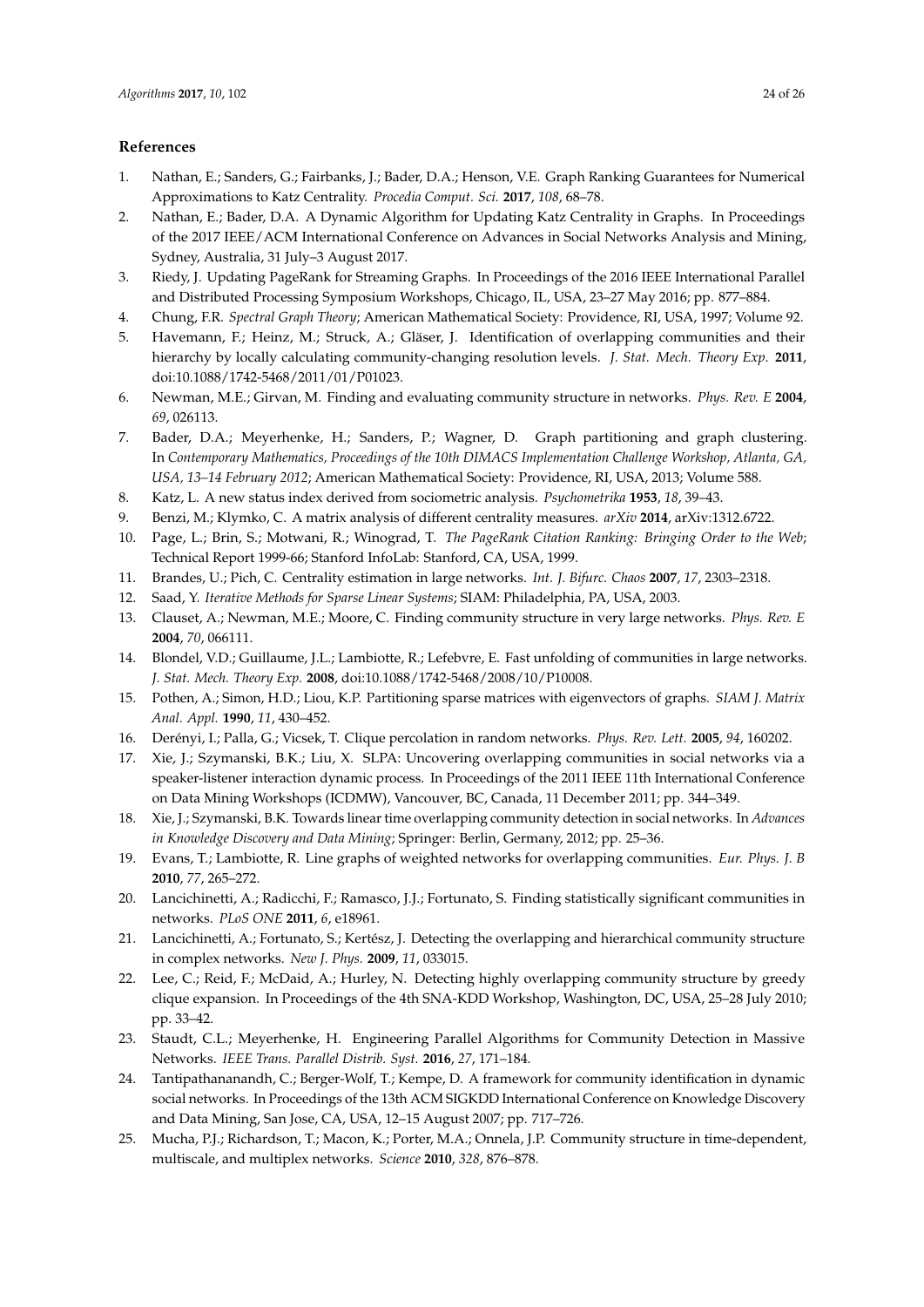## References

1. Nathan, E.; Sanders, G.; Fairbanks, J.; Bader, D.A.; Henson, V.E. Graph Ranking Guarantees for Numerical Approximations to Katz Centrality. *Procedia Comput. Sci.* **2017**, *108*, 68–78.
2. Nathan, E.; Bader, D.A. A Dynamic Algorithm for Updating Katz Centrality in Graphs. In Proceedings of the 2017 IEEE/ACM International Conference on Advances in Social Networks Analysis and Mining, Sydney, Australia, 31 July–3 August 2017.
3. Riedy, J. Updating PageRank for Streaming Graphs. In Proceedings of the 2016 IEEE International Parallel and Distributed Processing Symposium Workshops, Chicago, IL, USA, 23–27 May 2016; pp. 877–884.
4. Chung, F.R. *Spectral Graph Theory*; American Mathematical Society: Providence, RI, USA, 1997; Volume 92.
5. Havemann, F.; Heinz, M.; Struck, A.; Gläser, J. Identification of overlapping communities and their hierarchy by locally calculating community-changing resolution levels. *J. Stat. Mech. Theory Exp.* **2011**, doi:10.1088/1742-5468/2011/01/P01023.
6. Newman, M.E.; Girvan, M. Finding and evaluating community structure in networks. *Phys. Rev. E* **2004**, *69*, 026113.
7. Bader, D.A.; Meyerhenke, H.; Sanders, P.; Wagner, D. Graph partitioning and graph clustering. In *Contemporary Mathematics, Proceedings of the 10th DIMACS Implementation Challenge Workshop, Atlanta, GA, USA, 13–14 February 2012*; American Mathematical Society: Providence, RI, USA, 2013; Volume 588.
8. Katz, L. A new status index derived from sociometric analysis. *Psychometrika* **1953**, *18*, 39–43.
9. Benzi, M.; Klymko, C. A matrix analysis of different centrality measures. *arXiv* **2014**, arXiv:1312.6722.
10. Page, L.; Brin, S.; Motwani, R.; Winograd, T. *The PageRank Citation Ranking: Bringing Order to the Web*; Technical Report 1999-66; Stanford InfoLab: Stanford, CA, USA, 1999.
11. Brandes, U.; Pich, C. Centrality estimation in large networks. *Int. J. Bifurc. Chaos* **2007**, *17*, 2303–2318.
12. Saad, Y. *Iterative Methods for Sparse Linear Systems*; SIAM: Philadelphia, PA, USA, 2003.
13. Clauset, A.; Newman, M.E.; Moore, C. Finding community structure in very large networks. *Phys. Rev. E* **2004**, *70*, 066111.
14. Blondel, V.D.; Guillaume, J.L.; Lambiotte, R.; Lefebvre, E. Fast unfolding of communities in large networks. *J. Stat. Mech. Theory Exp.* **2008**, doi:10.1088/1742-5468/2008/10/P10008.
15. Pothen, A.; Simon, H.D.; Liou, K.P. Partitioning sparse matrices with eigenvectors of graphs. *SIAM J. Matrix Anal. Appl.* **1990**, *11*, 430–452.
16. Derényi, I.; Palla, G.; Vicsek, T. Clique percolation in random networks. *Phys. Rev. Lett.* **2005**, *94*, 160202.
17. Xie, J.; Szymanski, B.K.; Liu, X. SLPA: Uncovering overlapping communities in social networks via a speaker-listener interaction dynamic process. In Proceedings of the 2011 IEEE 11th International Conference on Data Mining Workshops (ICDMW), Vancouver, BC, Canada, 11 December 2011; pp. 344–349.
18. Xie, J.; Szymanski, B.K. Towards linear time overlapping community detection in social networks. In *Advances in Knowledge Discovery and Data Mining*; Springer: Berlin, Germany, 2012; pp. 25–36.
19. Evans, T.; Lambiotte, R. Line graphs of weighted networks for overlapping communities. *Eur. Phys. J. B* **2010**, *77*, 265–272.
20. Lancichinetti, A.; Radicchi, F.; Ramasco, J.J.; Fortunato, S. Finding statistically significant communities in networks. *PLoS ONE* **2011**, *6*, e18961.
21. Lancichinetti, A.; Fortunato, S.; Kertész, J. Detecting the overlapping and hierarchical community structure in complex networks. *New J. Phys.* **2009**, *11*, 033015.
22. Lee, C.; Reid, F.; McDaid, A.; Hurley, N. Detecting highly overlapping community structure by greedy clique expansion. In Proceedings of the 4th SNA-KDD Workshop, Washington, DC, USA, 25–28 July 2010; pp. 33–42.
23. Staudt, C.L.; Meyerhenke, H. Engineering Parallel Algorithms for Community Detection in Massive Networks. *IEEE Trans. Parallel Distrib. Syst.* **2016**, *27*, 171–184.
24. Tantipathananandh, C.; Berger-Wolf, T.; Kempe, D. A framework for community identification in dynamic social networks. In Proceedings of the 13th ACM SIGKDD International Conference on Knowledge Discovery and Data Mining, San Jose, CA, USA, 12–15 August 2007; pp. 717–726.
25. Mucha, P.J.; Richardson, T.; Macon, K.; Porter, M.A.; Onnela, J.P. Community structure in time-dependent, multiscale, and multiplex networks. *Science* **2010**, *328*, 876–878.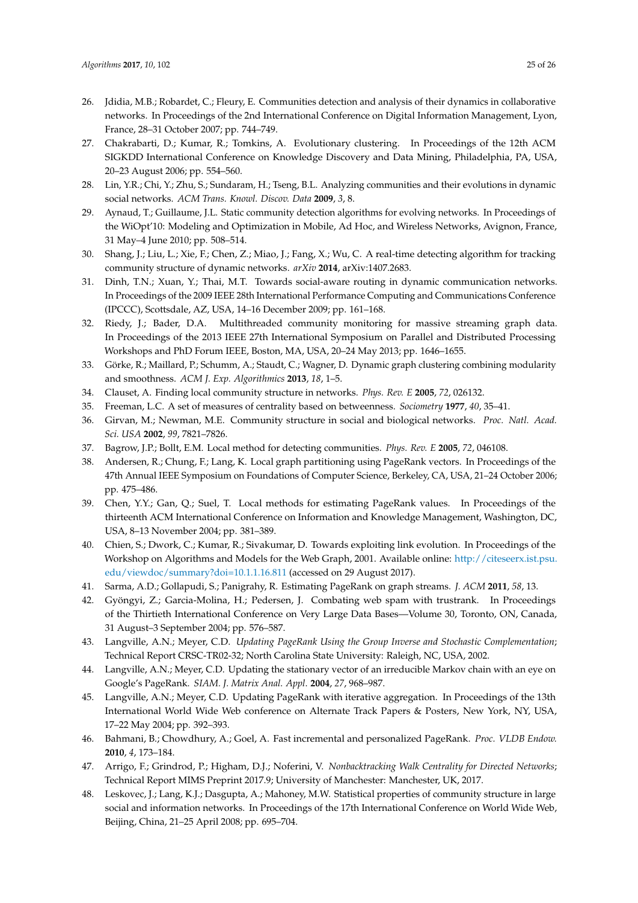26. Jdidia, M.B.; Robardet, C.; Fleury, E. Communities detection and analysis of their dynamics in collaborative networks. In Proceedings of the 2nd International Conference on Digital Information Management, Lyon, France, 28–31 October 2007; pp. 744–749.
27. Chakrabarti, D.; Kumar, R.; Tomkins, A. Evolutionary clustering. In Proceedings of the 12th ACM SIGKDD International Conference on Knowledge Discovery and Data Mining, Philadelphia, PA, USA, 20–23 August 2006; pp. 554–560.
28. Lin, Y.R.; Chi, Y.; Zhu, S.; Sundaram, H.; Tseng, B.L. Analyzing communities and their evolutions in dynamic social networks. *ACM Trans. Knowl. Discov. Data* **2009**, *3*, 8.
29. Aynaud, T.; Guillaume, J.L. Static community detection algorithms for evolving networks. In Proceedings of the WiOpt'10: Modeling and Optimization in Mobile, Ad Hoc, and Wireless Networks, Avignon, France, 31 May–4 June 2010; pp. 508–514.
30. Shang, J.; Liu, L.; Xie, F.; Chen, Z.; Miao, J.; Fang, X.; Wu, C. A real-time detecting algorithm for tracking community structure of dynamic networks. *arXiv* **2014**, arXiv:1407.2683.
31. Dinh, T.N.; Xuan, Y.; Thai, M.T. Towards social-aware routing in dynamic communication networks. In Proceedings of the 2009 IEEE 28th International Performance Computing and Communications Conference (IPCCC), Scottsdale, AZ, USA, 14–16 December 2009; pp. 161–168.
32. Riedy, J.; Bader, D.A. Multithreaded community monitoring for massive streaming graph data. In Proceedings of the 2013 IEEE 27th International Symposium on Parallel and Distributed Processing Workshops and PhD Forum IEEE, Boston, MA, USA, 20–24 May 2013; pp. 1646–1655.
33. Görke, R.; Maillard, P.; Schumm, A.; Staudt, C.; Wagner, D. Dynamic graph clustering combining modularity and smoothness. *ACM J. Exp. Algorithmics* **2013**, *18*, 1–5.
34. Clauset, A. Finding local community structure in networks. *Phys. Rev. E* **2005**, *72*, 026132.
35. Freeman, L.C. A set of measures of centrality based on betweenness. *Sociometry* **1977**, *40*, 35–41.
36. Girvan, M.; Newman, M.E. Community structure in social and biological networks. *Proc. Natl. Acad. Sci. USA* **2002**, *99*, 7821–7826.
37. Bagrow, J.P.; Bollt, E.M. Local method for detecting communities. *Phys. Rev. E* **2005**, *72*, 046108.
38. Andersen, R.; Chung, F.; Lang, K. Local graph partitioning using PageRank vectors. In Proceedings of the 47th Annual IEEE Symposium on Foundations of Computer Science, Berkeley, CA, USA, 21–24 October 2006; pp. 475–486.
39. Chen, Y.Y.; Gan, Q.; Suel, T. Local methods for estimating PageRank values. In Proceedings of the thirteenth ACM International Conference on Information and Knowledge Management, Washington, DC, USA, 8–13 November 2004; pp. 381–389.
40. Chien, S.; Dwork, C.; Kumar, R.; Sivakumar, D. Towards exploiting link evolution. In Proceedings of the Workshop on Algorithms and Models for the Web Graph, 2001. Available online: http://citeseerx.ist.psu.edu/viewdoc/summary?doi=10.1.1.16.811 (accessed on 29 August 2017).
41. Sarma, A.D.; Gollapudi, S.; Panigrahy, R. Estimating PageRank on graph streams. *J. ACM* **2011**, *58*, 13.
42. Gyöngyi, Z.; Garcia-Molina, H.; Pedersen, J. Combating web spam with trustrank. In Proceedings of the Thirtieth International Conference on Very Large Data Bases—Volume 30, Toronto, ON, Canada, 31 August–3 September 2004; pp. 576–587.
43. Langville, A.N.; Meyer, C.D. *Updating PageRank Using the Group Inverse and Stochastic Complementation*; Technical Report CRSC-TR02-32; North Carolina State University: Raleigh, NC, USA, 2002.
44. Langville, A.N.; Meyer, C.D. Updating the stationary vector of an irreducible Markov chain with an eye on Google's PageRank. *SIAM. J. Matrix Anal. Appl.* **2004**, *27*, 968–987.
45. Langville, A.N.; Meyer, C.D. Updating PageRank with iterative aggregation. In Proceedings of the 13th International World Wide Web conference on Alternate Track Papers & Posters, New York, NY, USA, 17–22 May 2004; pp. 392–393.
46. Bahmani, B.; Chowdhury, A.; Goel, A. Fast incremental and personalized PageRank. *Proc. VLDB Endow.* **2010**, *4*, 173–184.
47. Arrigo, F.; Grindrod, P.; Higham, D.J.; Noferini, V. *Nonbacktracking Walk Centrality for Directed Networks*; Technical Report MIMS Preprint 2017.9; University of Manchester: Manchester, UK, 2017.
48. Leskovec, J.; Lang, K.J.; Dasgupta, A.; Mahoney, M.W. Statistical properties of community structure in large social and information networks. In Proceedings of the 17th International Conference on World Wide Web, Beijing, China, 21–25 April 2008; pp. 695–704.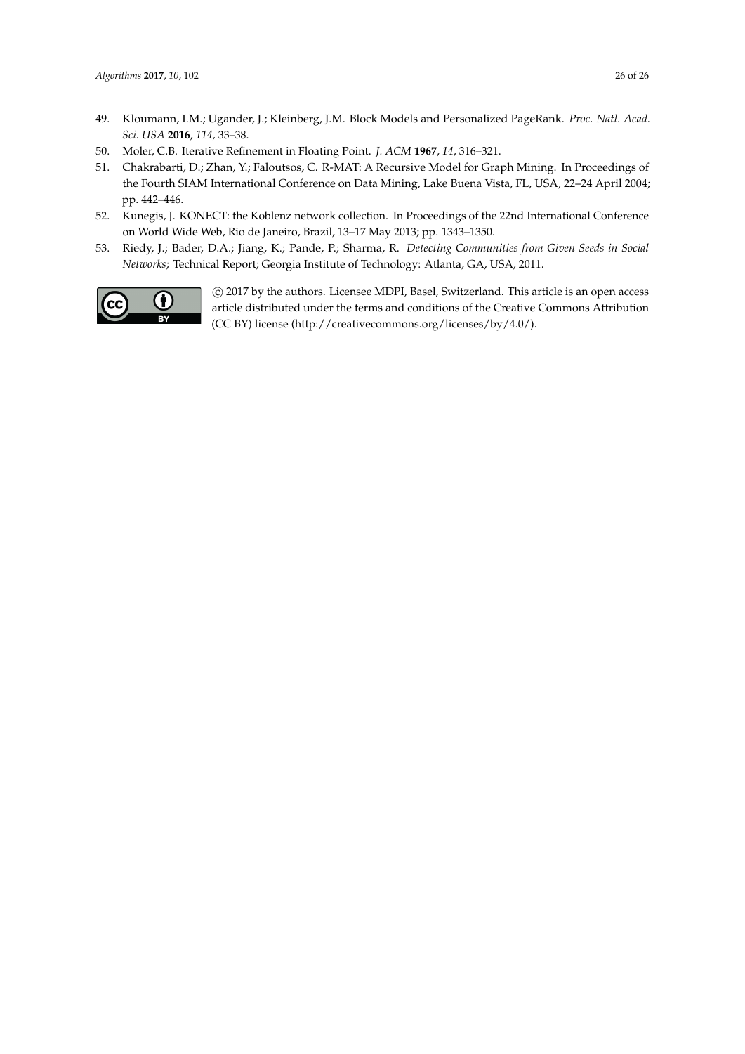49. Kloumann, I.M.; Ugander, J.; Kleinberg, J.M. Block Models and Personalized PageRank. *Proc. Natl. Acad. Sci. USA* **2016**, *114*, 33–38.
50. Moler, C.B. Iterative Refinement in Floating Point. *J. ACM* **1967**, *14*, 316–321.
51. Chakrabarti, D.; Zhan, Y.; Faloutsos, C. R-MAT: A Recursive Model for Graph Mining. In Proceedings of the Fourth SIAM International Conference on Data Mining, Lake Buena Vista, FL, USA, 22–24 April 2004; pp. 442–446.
52. Kunegis, J. KONECT: the Koblenz network collection. In Proceedings of the 22nd International Conference on World Wide Web, Rio de Janeiro, Brazil, 13–17 May 2013; pp. 1343–1350.
53. Riedy, J.; Bader, D.A.; Jiang, K.; Pande, P.; Sharma, R. *Detecting Communities from Given Seeds in Social Networks*; Technical Report; Georgia Institute of Technology: Atlanta, GA, USA, 2011.

© 2017 by the authors. Licensee MDPI, Basel, Switzerland. This article is an open access article distributed under the terms and conditions of the Creative Commons Attribution (CC BY) license (http://creativecommons.org/licenses/by/4.0/).